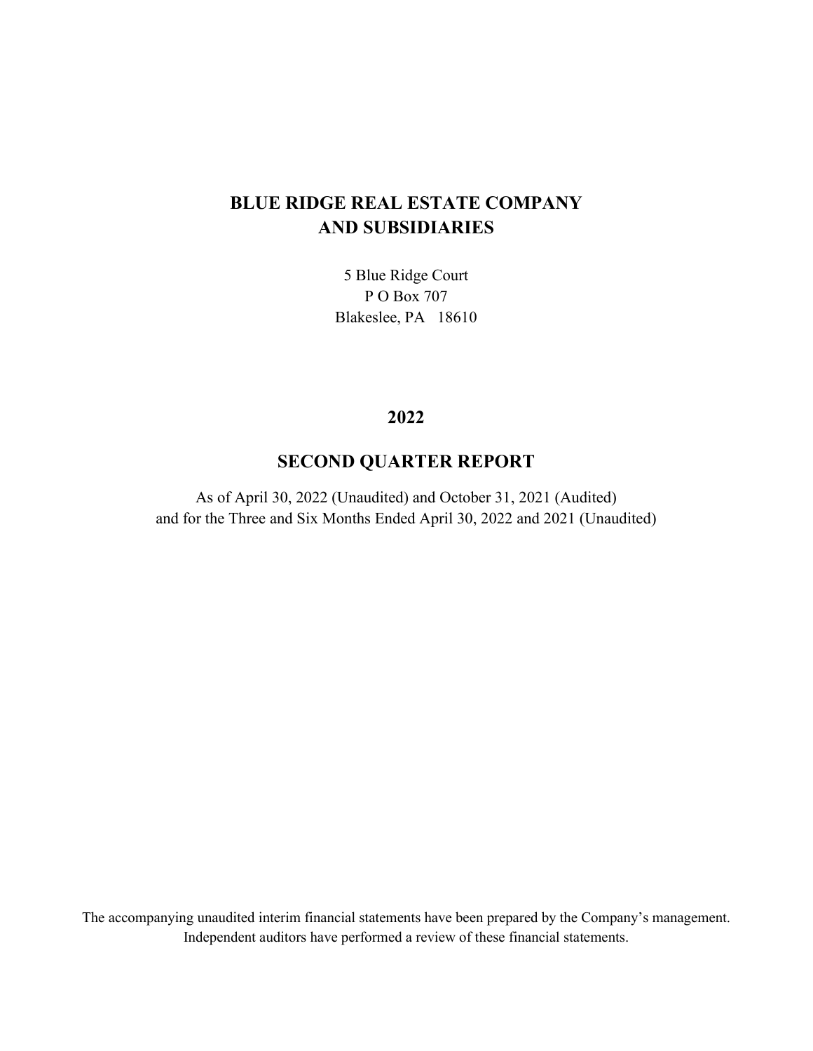# BLUE RIDGE REAL ESTATE COMPANY
# AND SUBSIDIARIES

5 Blue Ridge Court
P O Box 707
Blakeslee, PA 18610

## 2022

## SECOND QUARTER REPORT

As of April 30, 2022 (Unaudited) and October 31, 2021 (Audited)
and for the Three and Six Months Ended April 30, 2022 and 2021 (Unaudited)

The accompanying unaudited interim financial statements have been prepared by the Company's management. Independent auditors have performed a review of these financial statements.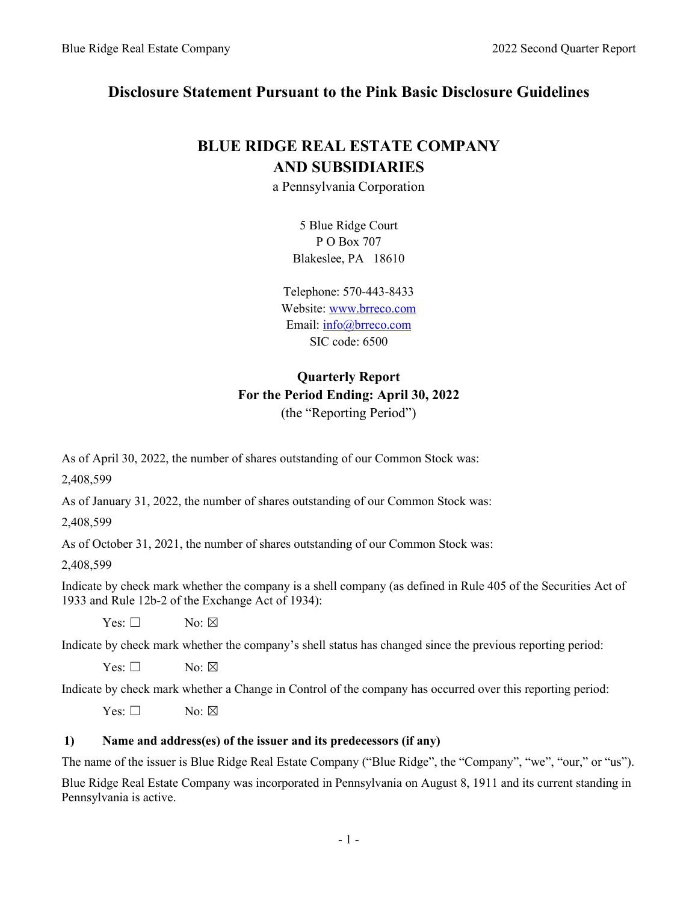# Disclosure Statement Pursuant to the Pink Basic Disclosure Guidelines

## BLUE RIDGE REAL ESTATE COMPANY
## AND SUBSIDIARIES

a Pennsylvania Corporation

5 Blue Ridge Court
P O Box 707
Blakeslee, PA 18610

Telephone: 570-443-8433
Website: www.brreco.com
Email: info@brreco.com
SIC code: 6500

**Quarterly Report**
**For the Period Ending: April 30, 2022**
(the "Reporting Period")

As of April 30, 2022, the number of shares outstanding of our Common Stock was:

2,408,599

As of January 31, 2022, the number of shares outstanding of our Common Stock was:

2,408,599

As of October 31, 2021, the number of shares outstanding of our Common Stock was:

2,408,599

Indicate by check mark whether the company is a shell company (as defined in Rule 405 of the Securities Act of 1933 and Rule 12b-2 of the Exchange Act of 1934):

Yes: ☐ No: ☒

Indicate by check mark whether the company's shell status has changed since the previous reporting period:

Yes: ☐ No: ☒

Indicate by check mark whether a Change in Control of the company has occurred over this reporting period:

Yes: ☐ No: ☒

### 1) Name and address(es) of the issuer and its predecessors (if any)

The name of the issuer is Blue Ridge Real Estate Company ("Blue Ridge", the "Company", "we", "our," or "us").

Blue Ridge Real Estate Company was incorporated in Pennsylvania on August 8, 1911 and its current standing in Pennsylvania is active.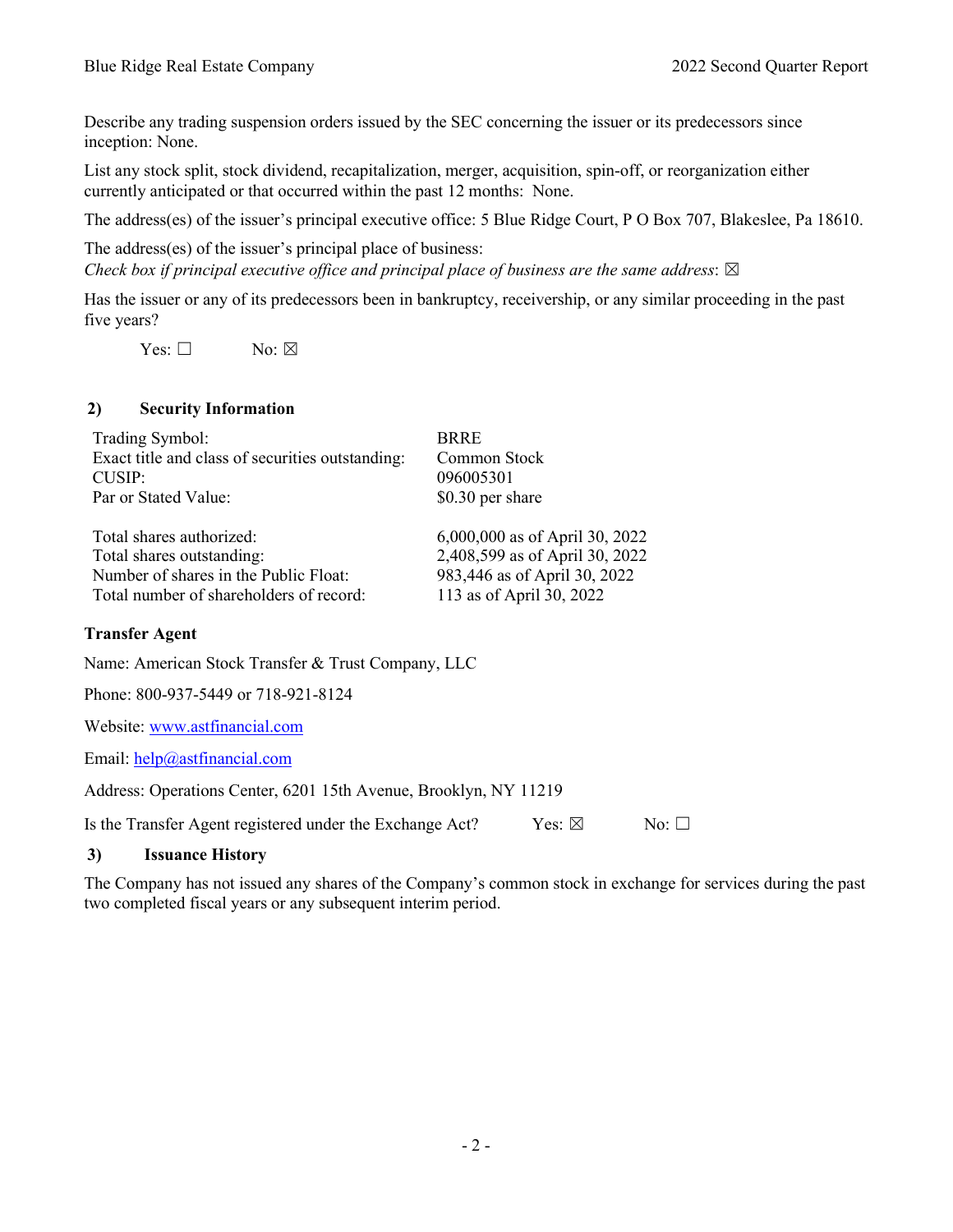Describe any trading suspension orders issued by the SEC concerning the issuer or its predecessors since inception: None.

List any stock split, stock dividend, recapitalization, merger, acquisition, spin-off, or reorganization either currently anticipated or that occurred within the past 12 months: None.

The address(es) of the issuer's principal executive office: 5 Blue Ridge Court, P O Box 707, Blakeslee, Pa 18610.

The address(es) of the issuer's principal place of business:
*Check box if principal executive office and principal place of business are the same address*: ☒

Has the issuer or any of its predecessors been in bankruptcy, receivership, or any similar proceeding in the past five years?

Yes: ☐ No: ☒

## 2) Security Information

| | |
|---|---|
| Trading Symbol: | BRRE |
| Exact title and class of securities outstanding: | Common Stock |
| CUSIP: | 096005301 |
| Par or Stated Value: | $0.30 per share |
| Total shares authorized: | 6,000,000 as of April 30, 2022 |
| Total shares outstanding: | 2,408,599 as of April 30, 2022 |
| Number of shares in the Public Float: | 983,446 as of April 30, 2022 |
| Total number of shareholders of record: | 113 as of April 30, 2022 |

### Transfer Agent

Name: American Stock Transfer & Trust Company, LLC

Phone: 800-937-5449 or 718-921-8124

Website: www.astfinancial.com

Email: help@astfinancial.com

Address: Operations Center, 6201 15th Avenue, Brooklyn, NY 11219

Is the Transfer Agent registered under the Exchange Act? Yes: ☒ No: ☐

## 3) Issuance History

The Company has not issued any shares of the Company's common stock in exchange for services during the past two completed fiscal years or any subsequent interim period.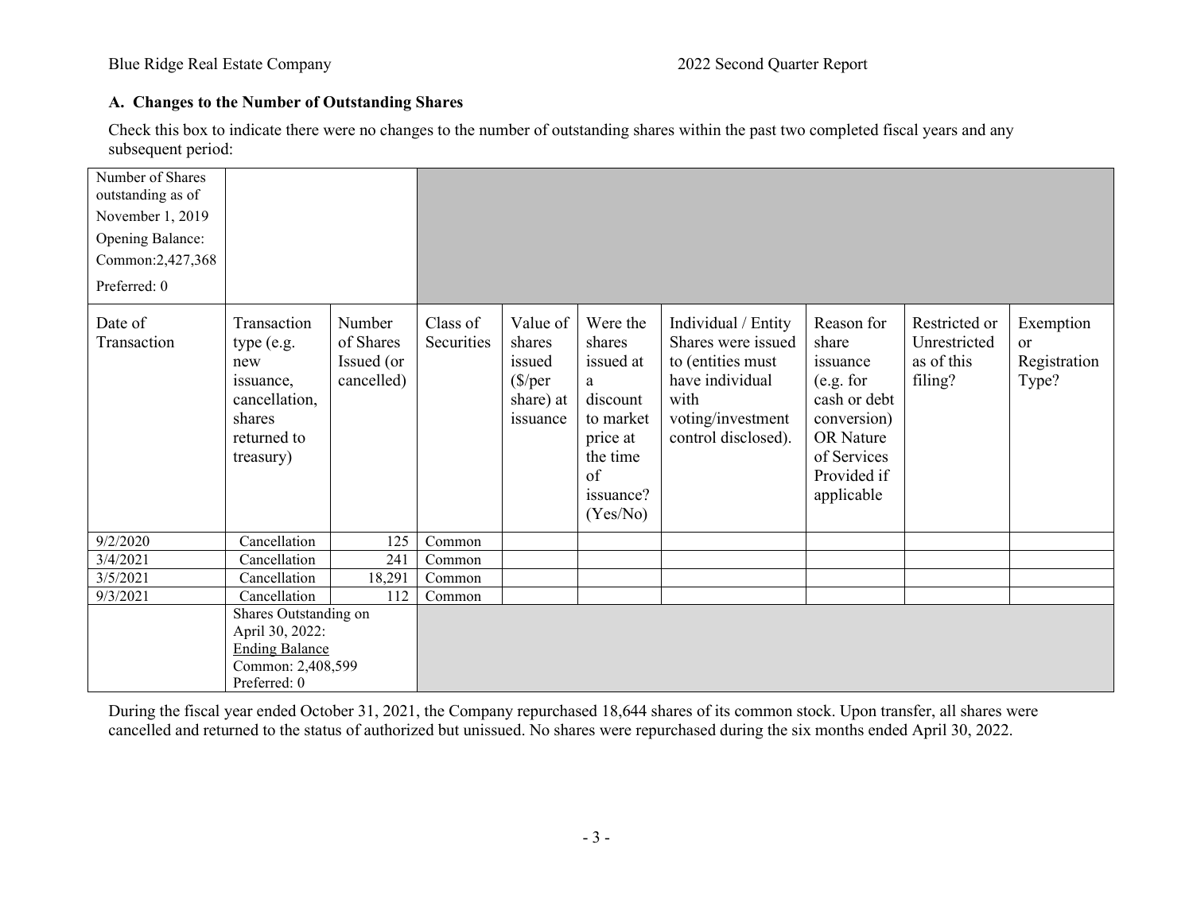### A. Changes to the Number of Outstanding Shares

Check this box to indicate there were no changes to the number of outstanding shares within the past two completed fiscal years and any subsequent period:

| Number of Shares outstanding as of November 1, 2019 Opening Balance: Common:2,427,368 Preferred: 0 | | | | | | | | | |
|---|---|---|---|---|---|---|---|---|---|
| Date of Transaction | Transaction type (e.g. new issuance, cancellation, shares returned to treasury) | Number of Shares Issued (or cancelled) | Class of Securities | Value of shares issued ($/per share) at issuance | Were the shares issued at a discount to market price at the time of issuance? (Yes/No) | Individual / Entity Shares were issued to (entities must have individual with voting/investment control disclosed). | Reason for share issuance (e.g. for cash or debt conversion) OR Nature of Services Provided if applicable | Restricted or Unrestricted as of this filing? | Exemption or Registration Type? |
| 9/2/2020 | Cancellation | 125 | Common | | | | | | |
| 3/4/2021 | Cancellation | 241 | Common | | | | | | |
| 3/5/2021 | Cancellation | 18,291 | Common | | | | | | |
| 9/3/2021 | Cancellation | 112 | Common | | | | | | |
| | Shares Outstanding on April 30, 2022: Ending Balance Common: 2,408,599 Preferred: 0 | | | | | | | | |

During the fiscal year ended October 31, 2021, the Company repurchased 18,644 shares of its common stock. Upon transfer, all shares were cancelled and returned to the status of authorized but unissued. No shares were repurchased during the six months ended April 30, 2022.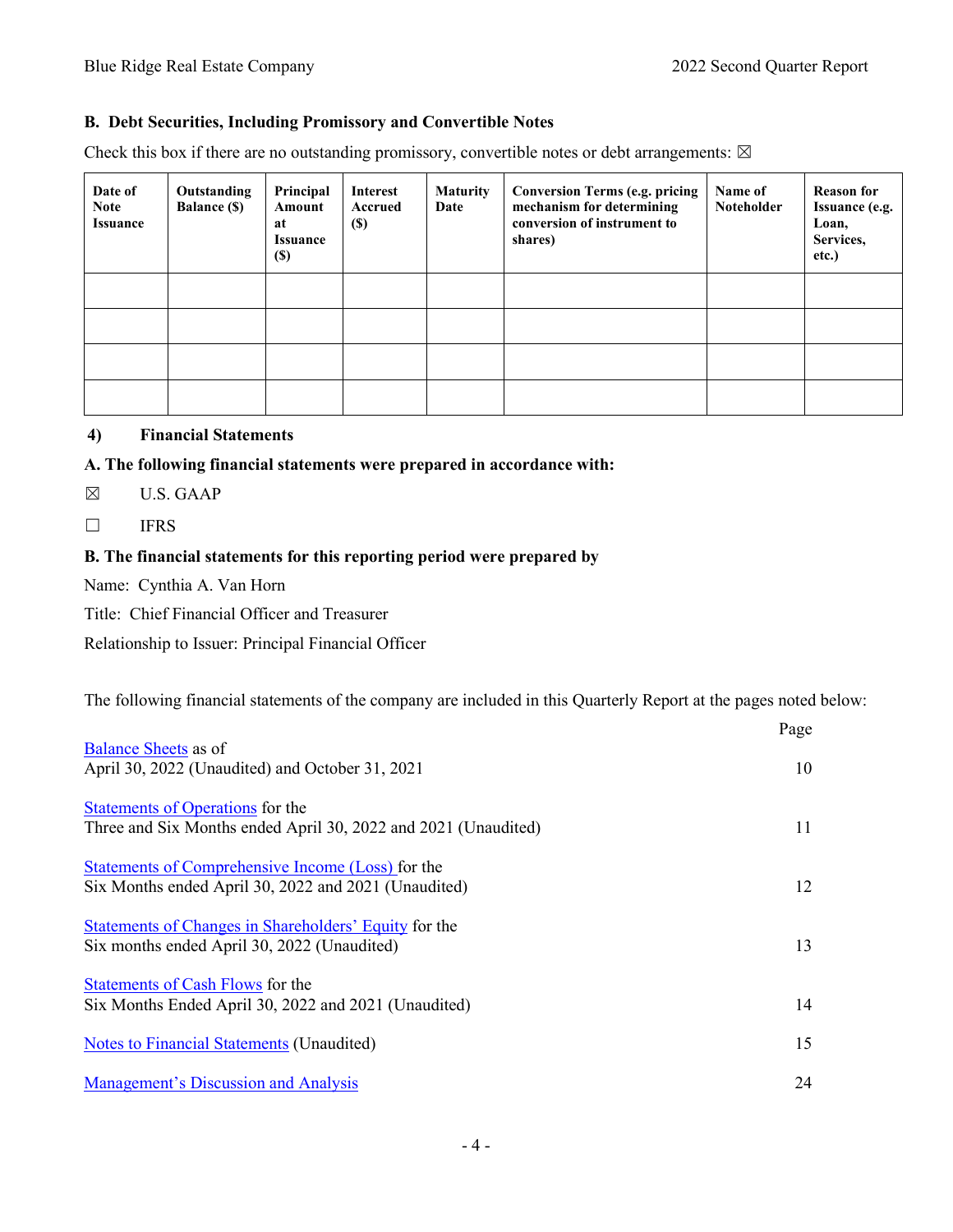### B. Debt Securities, Including Promissory and Convertible Notes

Check this box if there are no outstanding promissory, convertible notes or debt arrangements: ☒

| Date of Note Issuance | Outstanding Balance ($) | Principal Amount at Issuance ($) | Interest Accrued ($) | Maturity Date | Conversion Terms (e.g. pricing mechanism for determining conversion of instrument to shares) | Name of Noteholder | Reason for Issuance (e.g. Loan, Services, etc.) |
|---|---|---|---|---|---|---|---|
| | | | | | | | |
| | | | | | | | |
| | | | | | | | |
| | | | | | | | |

## 4) Financial Statements

**A. The following financial statements were prepared in accordance with:**

☒ U.S. GAAP

☐ IFRS

**B. The financial statements for this reporting period were prepared by**

Name: Cynthia A. Van Horn

Title: Chief Financial Officer and Treasurer

Relationship to Issuer: Principal Financial Officer

The following financial statements of the company are included in this Quarterly Report at the pages noted below:

| | Page |
|---|---|
| Balance Sheets as of April 30, 2022 (Unaudited) and October 31, 2021 | 10 |
| Statements of Operations for the Three and Six Months ended April 30, 2022 and 2021 (Unaudited) | 11 |
| Statements of Comprehensive Income (Loss) for the Six Months ended April 30, 2022 and 2021 (Unaudited) | 12 |
| Statements of Changes in Shareholders' Equity for the Six months ended April 30, 2022 (Unaudited) | 13 |
| Statements of Cash Flows for the Six Months Ended April 30, 2022 and 2021 (Unaudited) | 14 |
| Notes to Financial Statements (Unaudited) | 15 |
| Management's Discussion and Analysis | 24 |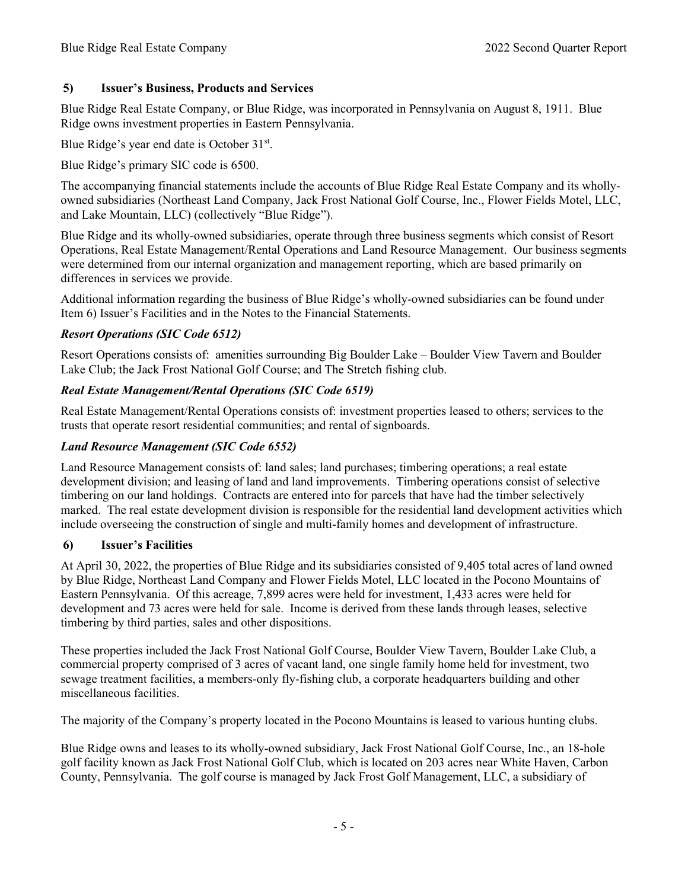## 5) Issuer's Business, Products and Services

Blue Ridge Real Estate Company, or Blue Ridge, was incorporated in Pennsylvania on August 8, 1911. Blue Ridge owns investment properties in Eastern Pennsylvania.

Blue Ridge's year end date is October 31st.

Blue Ridge's primary SIC code is 6500.

The accompanying financial statements include the accounts of Blue Ridge Real Estate Company and its wholly-owned subsidiaries (Northeast Land Company, Jack Frost National Golf Course, Inc., Flower Fields Motel, LLC, and Lake Mountain, LLC) (collectively "Blue Ridge").

Blue Ridge and its wholly-owned subsidiaries, operate through three business segments which consist of Resort Operations, Real Estate Management/Rental Operations and Land Resource Management. Our business segments were determined from our internal organization and management reporting, which are based primarily on differences in services we provide.

Additional information regarding the business of Blue Ridge's wholly-owned subsidiaries can be found under Item 6) Issuer's Facilities and in the Notes to the Financial Statements.

### *Resort Operations (SIC Code 6512)*

Resort Operations consists of: amenities surrounding Big Boulder Lake – Boulder View Tavern and Boulder Lake Club; the Jack Frost National Golf Course; and The Stretch fishing club.

### *Real Estate Management/Rental Operations (SIC Code 6519)*

Real Estate Management/Rental Operations consists of: investment properties leased to others; services to the trusts that operate resort residential communities; and rental of signboards.

### *Land Resource Management (SIC Code 6552)*

Land Resource Management consists of: land sales; land purchases; timbering operations; a real estate development division; and leasing of land and land improvements. Timbering operations consist of selective timbering on our land holdings. Contracts are entered into for parcels that have had the timber selectively marked. The real estate development division is responsible for the residential land development activities which include overseeing the construction of single and multi-family homes and development of infrastructure.

## 6) Issuer's Facilities

At April 30, 2022, the properties of Blue Ridge and its subsidiaries consisted of 9,405 total acres of land owned by Blue Ridge, Northeast Land Company and Flower Fields Motel, LLC located in the Pocono Mountains of Eastern Pennsylvania. Of this acreage, 7,899 acres were held for investment, 1,433 acres were held for development and 73 acres were held for sale. Income is derived from these lands through leases, selective timbering by third parties, sales and other dispositions.

These properties included the Jack Frost National Golf Course, Boulder View Tavern, Boulder Lake Club, a commercial property comprised of 3 acres of vacant land, one single family home held for investment, two sewage treatment facilities, a members-only fly-fishing club, a corporate headquarters building and other miscellaneous facilities.

The majority of the Company's property located in the Pocono Mountains is leased to various hunting clubs.

Blue Ridge owns and leases to its wholly-owned subsidiary, Jack Frost National Golf Course, Inc., an 18-hole golf facility known as Jack Frost National Golf Club, which is located on 203 acres near White Haven, Carbon County, Pennsylvania. The golf course is managed by Jack Frost Golf Management, LLC, a subsidiary of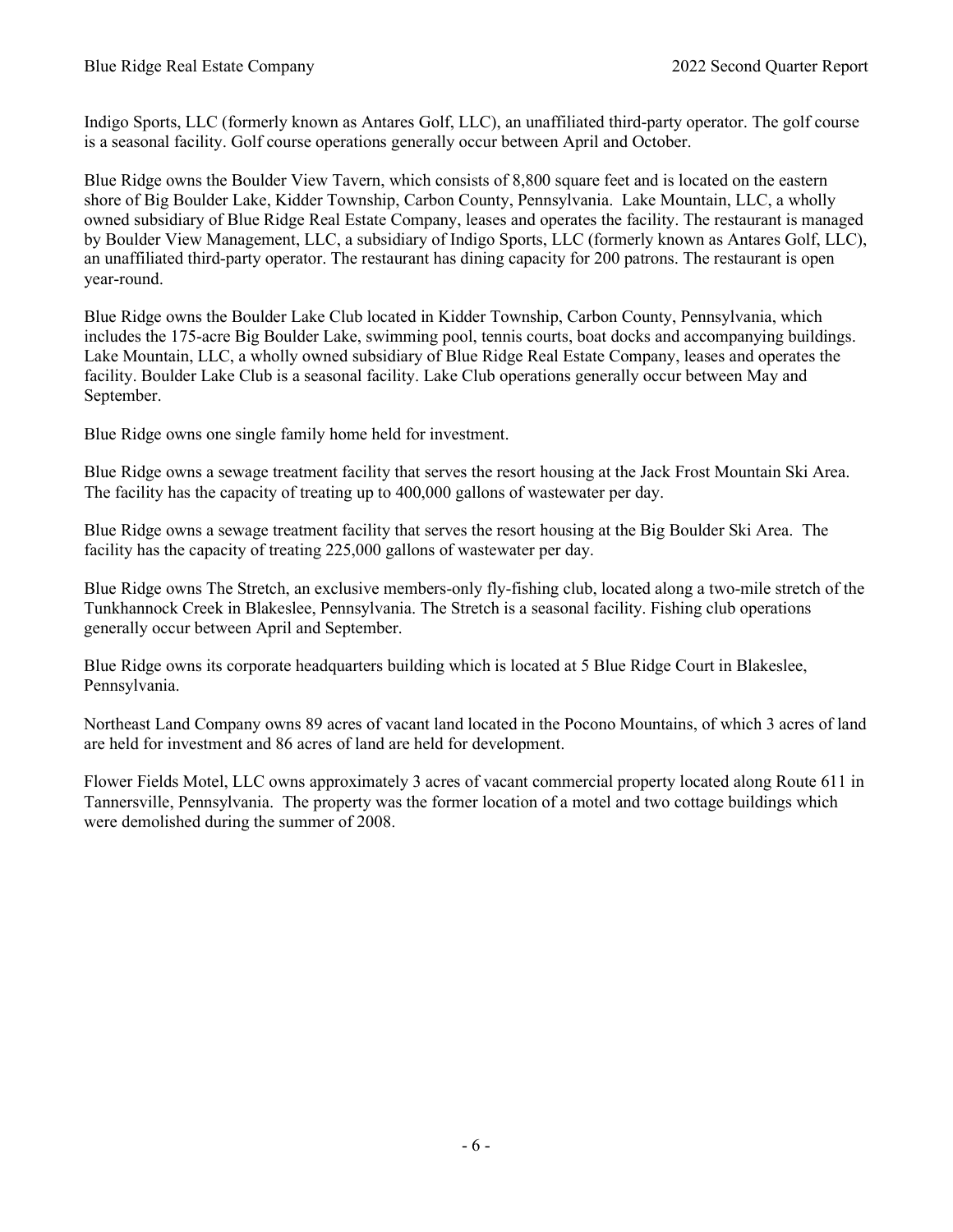Indigo Sports, LLC (formerly known as Antares Golf, LLC), an unaffiliated third-party operator. The golf course is a seasonal facility. Golf course operations generally occur between April and October.

Blue Ridge owns the Boulder View Tavern, which consists of 8,800 square feet and is located on the eastern shore of Big Boulder Lake, Kidder Township, Carbon County, Pennsylvania. Lake Mountain, LLC, a wholly owned subsidiary of Blue Ridge Real Estate Company, leases and operates the facility. The restaurant is managed by Boulder View Management, LLC, a subsidiary of Indigo Sports, LLC (formerly known as Antares Golf, LLC), an unaffiliated third-party operator. The restaurant has dining capacity for 200 patrons. The restaurant is open year-round.

Blue Ridge owns the Boulder Lake Club located in Kidder Township, Carbon County, Pennsylvania, which includes the 175-acre Big Boulder Lake, swimming pool, tennis courts, boat docks and accompanying buildings. Lake Mountain, LLC, a wholly owned subsidiary of Blue Ridge Real Estate Company, leases and operates the facility. Boulder Lake Club is a seasonal facility. Lake Club operations generally occur between May and September.

Blue Ridge owns one single family home held for investment.

Blue Ridge owns a sewage treatment facility that serves the resort housing at the Jack Frost Mountain Ski Area. The facility has the capacity of treating up to 400,000 gallons of wastewater per day.

Blue Ridge owns a sewage treatment facility that serves the resort housing at the Big Boulder Ski Area. The facility has the capacity of treating 225,000 gallons of wastewater per day.

Blue Ridge owns The Stretch, an exclusive members-only fly-fishing club, located along a two-mile stretch of the Tunkhannock Creek in Blakeslee, Pennsylvania. The Stretch is a seasonal facility. Fishing club operations generally occur between April and September.

Blue Ridge owns its corporate headquarters building which is located at 5 Blue Ridge Court in Blakeslee, Pennsylvania.

Northeast Land Company owns 89 acres of vacant land located in the Pocono Mountains, of which 3 acres of land are held for investment and 86 acres of land are held for development.

Flower Fields Motel, LLC owns approximately 3 acres of vacant commercial property located along Route 611 in Tannersville, Pennsylvania. The property was the former location of a motel and two cottage buildings which were demolished during the summer of 2008.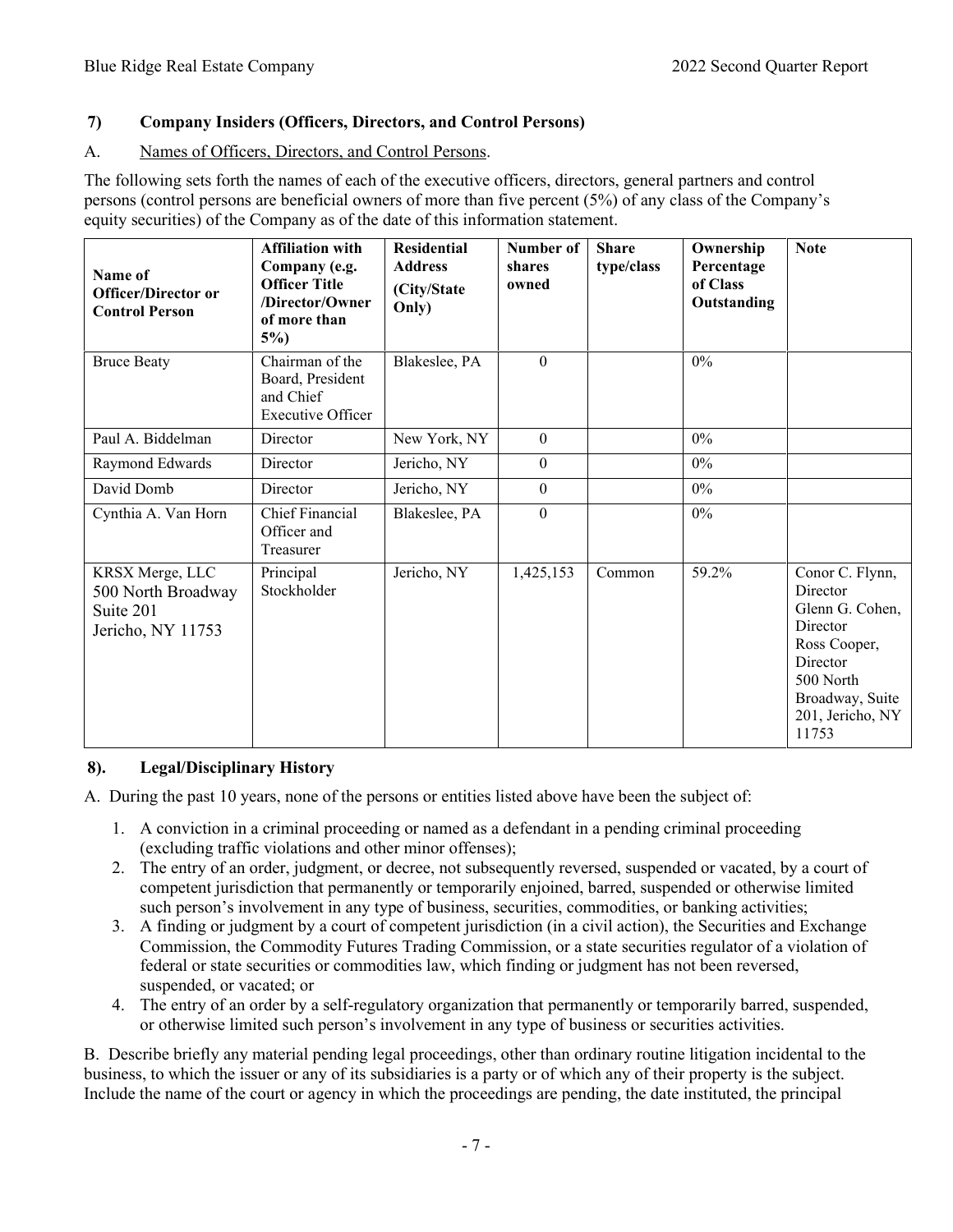## 7) Company Insiders (Officers, Directors, and Control Persons)

A. Names of Officers, Directors, and Control Persons.

The following sets forth the names of each of the executive officers, directors, general partners and control persons (control persons are beneficial owners of more than five percent (5%) of any class of the Company's equity securities) of the Company as of the date of this information statement.

| Name of Officer/Director or Control Person | Affiliation with Company (e.g. Officer Title /Director/Owner of more than 5%) | Residential Address (City/State Only) | Number of shares owned | Share type/class | Ownership Percentage of Class Outstanding | Note |
|---|---|---|---|---|---|---|
| Bruce Beaty | Chairman of the Board, President and Chief Executive Officer | Blakeslee, PA | 0 | | 0% | |
| Paul A. Biddelman | Director | New York, NY | 0 | | 0% | |
| Raymond Edwards | Director | Jericho, NY | 0 | | 0% | |
| David Domb | Director | Jericho, NY | 0 | | 0% | |
| Cynthia A. Van Horn | Chief Financial Officer and Treasurer | Blakeslee, PA | 0 | | 0% | |
| KRSX Merge, LLC 500 North Broadway Suite 201 Jericho, NY 11753 | Principal Stockholder | Jericho, NY | 1,425,153 | Common | 59.2% | Conor C. Flynn, Director Glenn G. Cohen, Director Ross Cooper, Director 500 North Broadway, Suite 201, Jericho, NY 11753 |

## 8). Legal/Disciplinary History

A. During the past 10 years, none of the persons or entities listed above have been the subject of:

1. A conviction in a criminal proceeding or named as a defendant in a pending criminal proceeding (excluding traffic violations and other minor offenses);
2. The entry of an order, judgment, or decree, not subsequently reversed, suspended or vacated, by a court of competent jurisdiction that permanently or temporarily enjoined, barred, suspended or otherwise limited such person's involvement in any type of business, securities, commodities, or banking activities;
3. A finding or judgment by a court of competent jurisdiction (in a civil action), the Securities and Exchange Commission, the Commodity Futures Trading Commission, or a state securities regulator of a violation of federal or state securities or commodities law, which finding or judgment has not been reversed, suspended, or vacated; or
4. The entry of an order by a self-regulatory organization that permanently or temporarily barred, suspended, or otherwise limited such person's involvement in any type of business or securities activities.

B. Describe briefly any material pending legal proceedings, other than ordinary routine litigation incidental to the business, to which the issuer or any of its subsidiaries is a party or of which any of their property is the subject. Include the name of the court or agency in which the proceedings are pending, the date instituted, the principal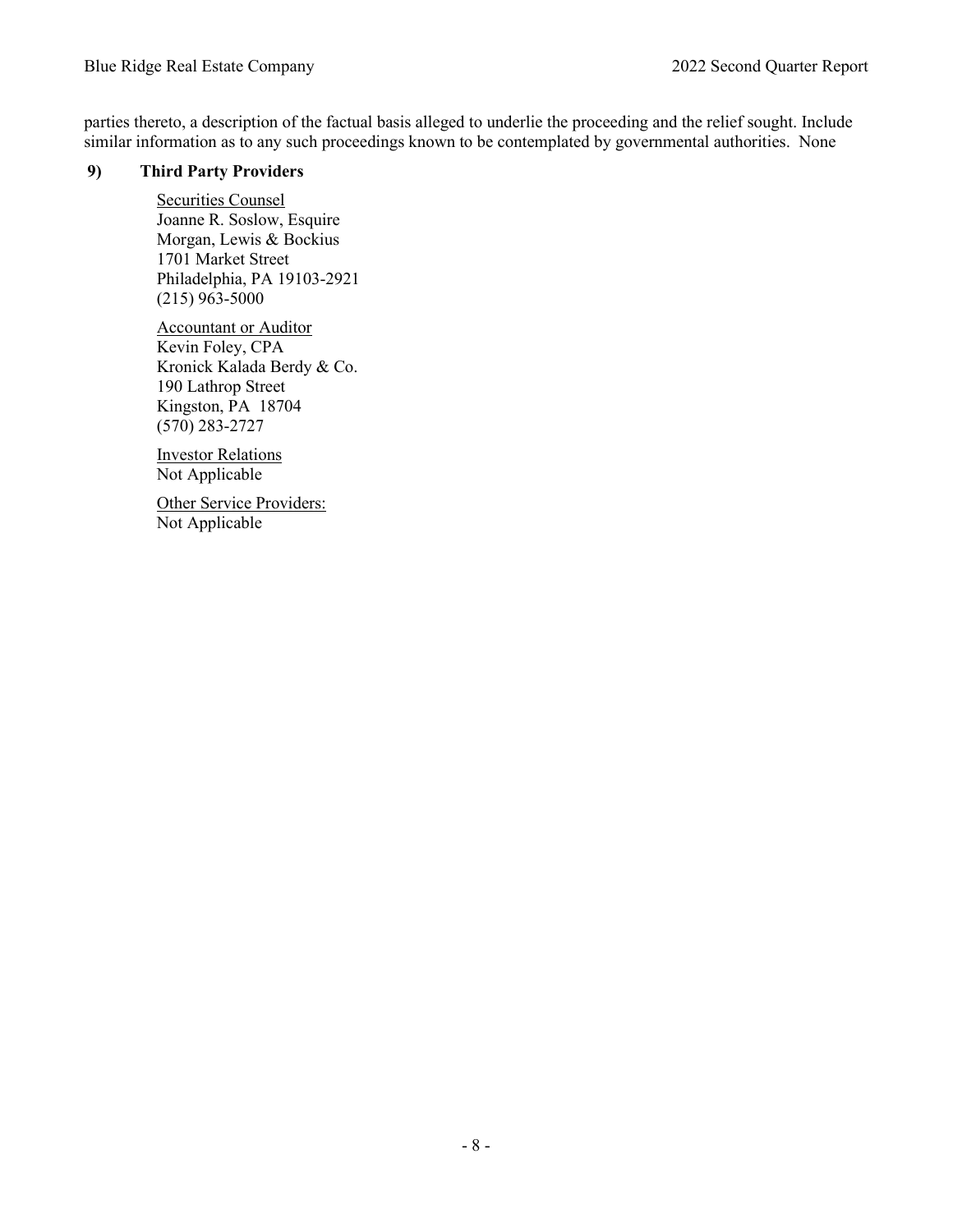parties thereto, a description of the factual basis alleged to underlie the proceeding and the relief sought. Include similar information as to any such proceedings known to be contemplated by governmental authorities. None

## 9) Third Party Providers

Securities Counsel
Joanne R. Soslow, Esquire
Morgan, Lewis & Bockius
1701 Market Street
Philadelphia, PA 19103-2921
(215) 963-5000

Accountant or Auditor
Kevin Foley, CPA
Kronick Kalada Berdy & Co.
190 Lathrop Street
Kingston, PA 18704
(570) 283-2727

Investor Relations
Not Applicable

Other Service Providers:
Not Applicable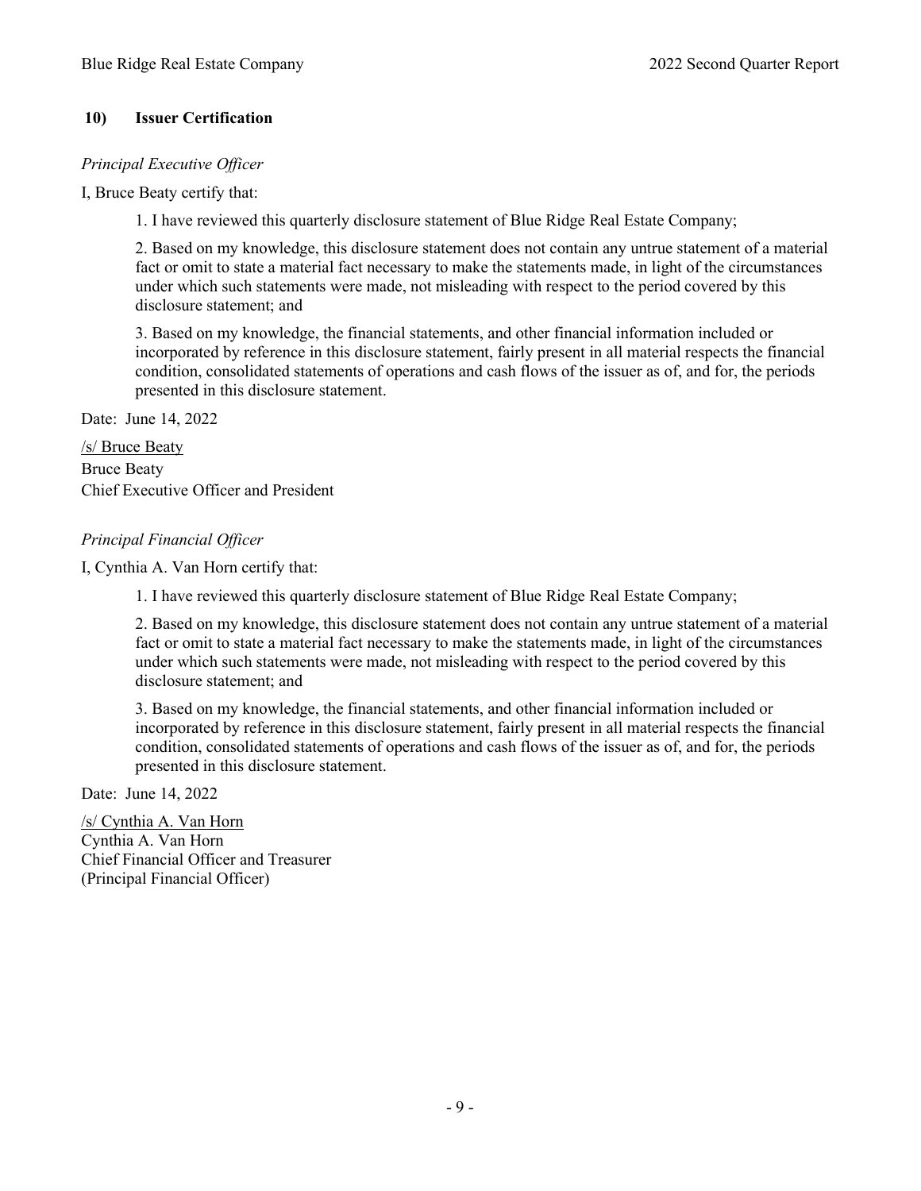## 10) Issuer Certification

*Principal Executive Officer*

I, Bruce Beaty certify that:

1. I have reviewed this quarterly disclosure statement of Blue Ridge Real Estate Company;

2. Based on my knowledge, this disclosure statement does not contain any untrue statement of a material fact or omit to state a material fact necessary to make the statements made, in light of the circumstances under which such statements were made, not misleading with respect to the period covered by this disclosure statement; and

3. Based on my knowledge, the financial statements, and other financial information included or incorporated by reference in this disclosure statement, fairly present in all material respects the financial condition, consolidated statements of operations and cash flows of the issuer as of, and for, the periods presented in this disclosure statement.

Date: June 14, 2022

/s/ Bruce Beaty
Bruce Beaty
Chief Executive Officer and President

*Principal Financial Officer*

I, Cynthia A. Van Horn certify that:

1. I have reviewed this quarterly disclosure statement of Blue Ridge Real Estate Company;

2. Based on my knowledge, this disclosure statement does not contain any untrue statement of a material fact or omit to state a material fact necessary to make the statements made, in light of the circumstances under which such statements were made, not misleading with respect to the period covered by this disclosure statement; and

3. Based on my knowledge, the financial statements, and other financial information included or incorporated by reference in this disclosure statement, fairly present in all material respects the financial condition, consolidated statements of operations and cash flows of the issuer as of, and for, the periods presented in this disclosure statement.

Date: June 14, 2022

/s/ Cynthia A. Van Horn
Cynthia A. Van Horn
Chief Financial Officer and Treasurer
(Principal Financial Officer)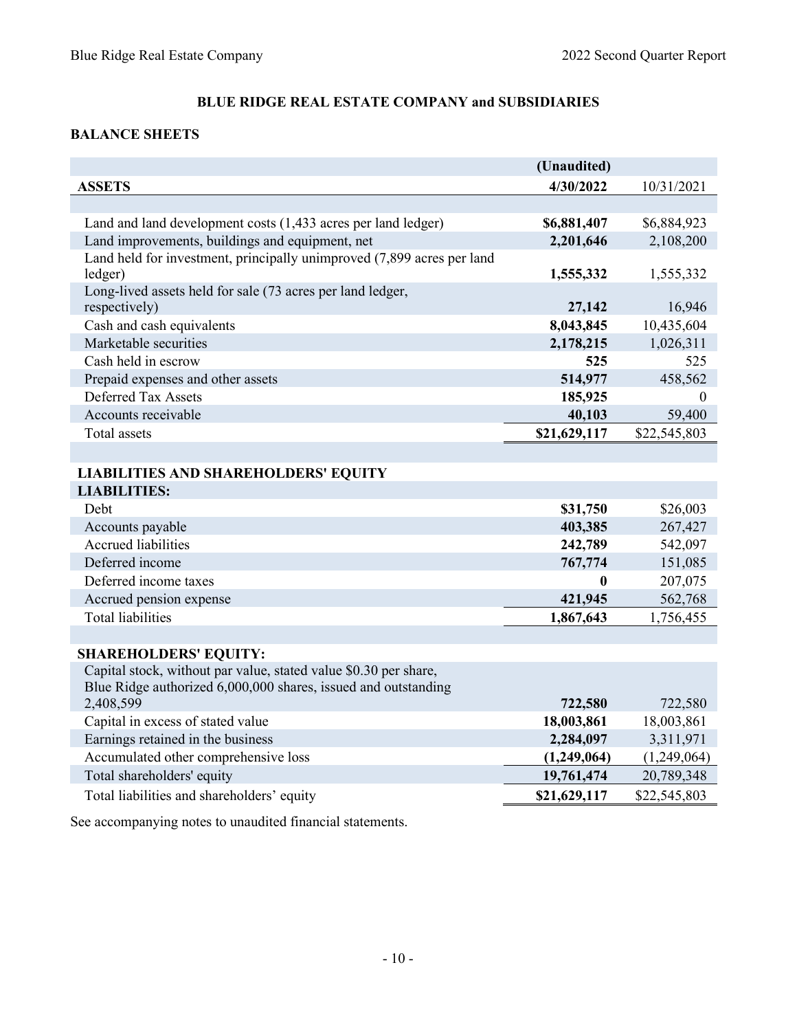## BLUE RIDGE REAL ESTATE COMPANY and SUBSIDIARIES

### BALANCE SHEETS

| | (Unaudited) | |
|---|---|---|
| **ASSETS** | **4/30/2022** | 10/31/2021 |
| | | |
| Land and land development costs (1,433 acres per land ledger) | **$6,881,407** | $6,884,923 |
| Land improvements, buildings and equipment, net | **2,201,646** | 2,108,200 |
| Land held for investment, principally unimproved (7,899 acres per land ledger) | **1,555,332** | 1,555,332 |
| Long-lived assets held for sale (73 acres per land ledger, respectively) | **27,142** | 16,946 |
| Cash and cash equivalents | **8,043,845** | 10,435,604 |
| Marketable securities | **2,178,215** | 1,026,311 |
| Cash held in escrow | **525** | 525 |
| Prepaid expenses and other assets | **514,977** | 458,562 |
| Deferred Tax Assets | **185,925** | 0 |
| Accounts receivable | **40,103** | 59,400 |
| Total assets | **$21,629,117** | $22,545,803 |
| | | |
| **LIABILITIES AND SHAREHOLDERS' EQUITY** | | |
| **LIABILITIES:** | | |
| Debt | **$31,750** | $26,003 |
| Accounts payable | **403,385** | 267,427 |
| Accrued liabilities | **242,789** | 542,097 |
| Deferred income | **767,774** | 151,085 |
| Deferred income taxes | **0** | 207,075 |
| Accrued pension expense | **421,945** | 562,768 |
| Total liabilities | **1,867,643** | 1,756,455 |
| | | |
| **SHAREHOLDERS' EQUITY:** | | |
| Capital stock, without par value, stated value $0.30 per share, Blue Ridge authorized 6,000,000 shares, issued and outstanding 2,408,599 | **722,580** | 722,580 |
| Capital in excess of stated value | **18,003,861** | 18,003,861 |
| Earnings retained in the business | **2,284,097** | 3,311,971 |
| Accumulated other comprehensive loss | **(1,249,064)** | (1,249,064) |
| Total shareholders' equity | **19,761,474** | 20,789,348 |
| Total liabilities and shareholders' equity | **$21,629,117** | $22,545,803 |

See accompanying notes to unaudited financial statements.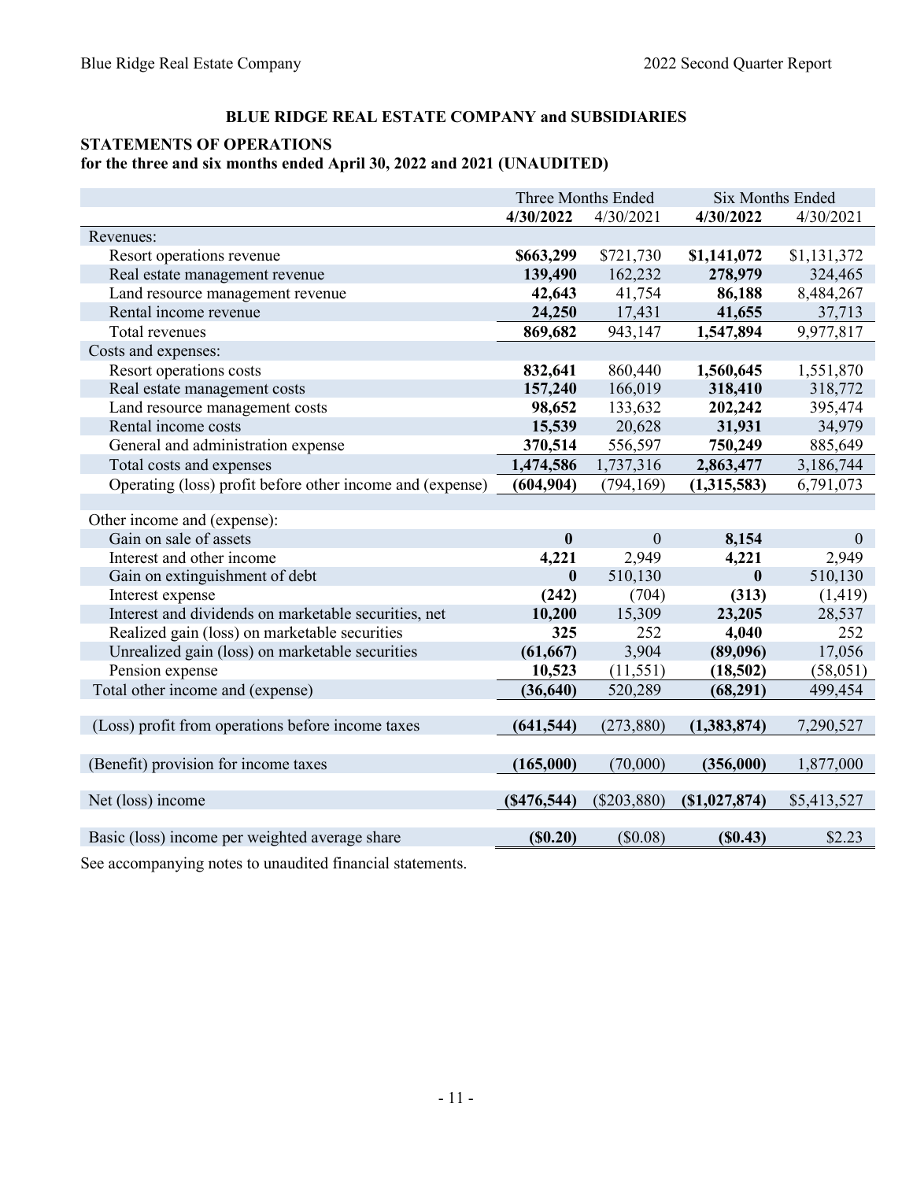**BLUE RIDGE REAL ESTATE COMPANY and SUBSIDIARIES**

**STATEMENTS OF OPERATIONS**
**for the three and six months ended April 30, 2022 and 2021 (UNAUDITED)**

| | Three Months Ended | | Six Months Ended | |
|---|---|---|---|---|
| | **4/30/2022** | 4/30/2021 | **4/30/2022** | 4/30/2021 |
| Revenues: | | | | |
| Resort operations revenue | **$663,299** | $721,730 | **$1,141,072** | $1,131,372 |
| Real estate management revenue | **139,490** | 162,232 | **278,979** | 324,465 |
| Land resource management revenue | **42,643** | 41,754 | **86,188** | 8,484,267 |
| Rental income revenue | **24,250** | 17,431 | **41,655** | 37,713 |
| Total revenues | **869,682** | 943,147 | **1,547,894** | 9,977,817 |
| Costs and expenses: | | | | |
| Resort operations costs | **832,641** | 860,440 | **1,560,645** | 1,551,870 |
| Real estate management costs | **157,240** | 166,019 | **318,410** | 318,772 |
| Land resource management costs | **98,652** | 133,632 | **202,242** | 395,474 |
| Rental income costs | **15,539** | 20,628 | **31,931** | 34,979 |
| General and administration expense | **370,514** | 556,597 | **750,249** | 885,649 |
| Total costs and expenses | **1,474,586** | 1,737,316 | **2,863,477** | 3,186,744 |
| Operating (loss) profit before other income and (expense) | **(604,904)** | (794,169) | **(1,315,583)** | 6,791,073 |
| | | | | |
| Other income and (expense): | | | | |
| Gain on sale of assets | **0** | 0 | **8,154** | 0 |
| Interest and other income | **4,221** | 2,949 | **4,221** | 2,949 |
| Gain on extinguishment of debt | **0** | 510,130 | **0** | 510,130 |
| Interest expense | **(242)** | (704) | **(313)** | (1,419) |
| Interest and dividends on marketable securities, net | **10,200** | 15,309 | **23,205** | 28,537 |
| Realized gain (loss) on marketable securities | **325** | 252 | **4,040** | 252 |
| Unrealized gain (loss) on marketable securities | **(61,667)** | 3,904 | **(89,096)** | 17,056 |
| Pension expense | **10,523** | (11,551) | **(18,502)** | (58,051) |
| Total other income and (expense) | **(36,640)** | 520,289 | **(68,291)** | 499,454 |
| | | | | |
| (Loss) profit from operations before income taxes | **(641,544)** | (273,880) | **(1,383,874)** | 7,290,527 |
| | | | | |
| (Benefit) provision for income taxes | **(165,000)** | (70,000) | **(356,000)** | 1,877,000 |
| | | | | |
| Net (loss) income | **($476,544)** | ($203,880) | **($1,027,874)** | $5,413,527 |
| | | | | |
| Basic (loss) income per weighted average share | **($0.20)** | ($0.08) | **($0.43)** | $2.23 |

See accompanying notes to unaudited financial statements.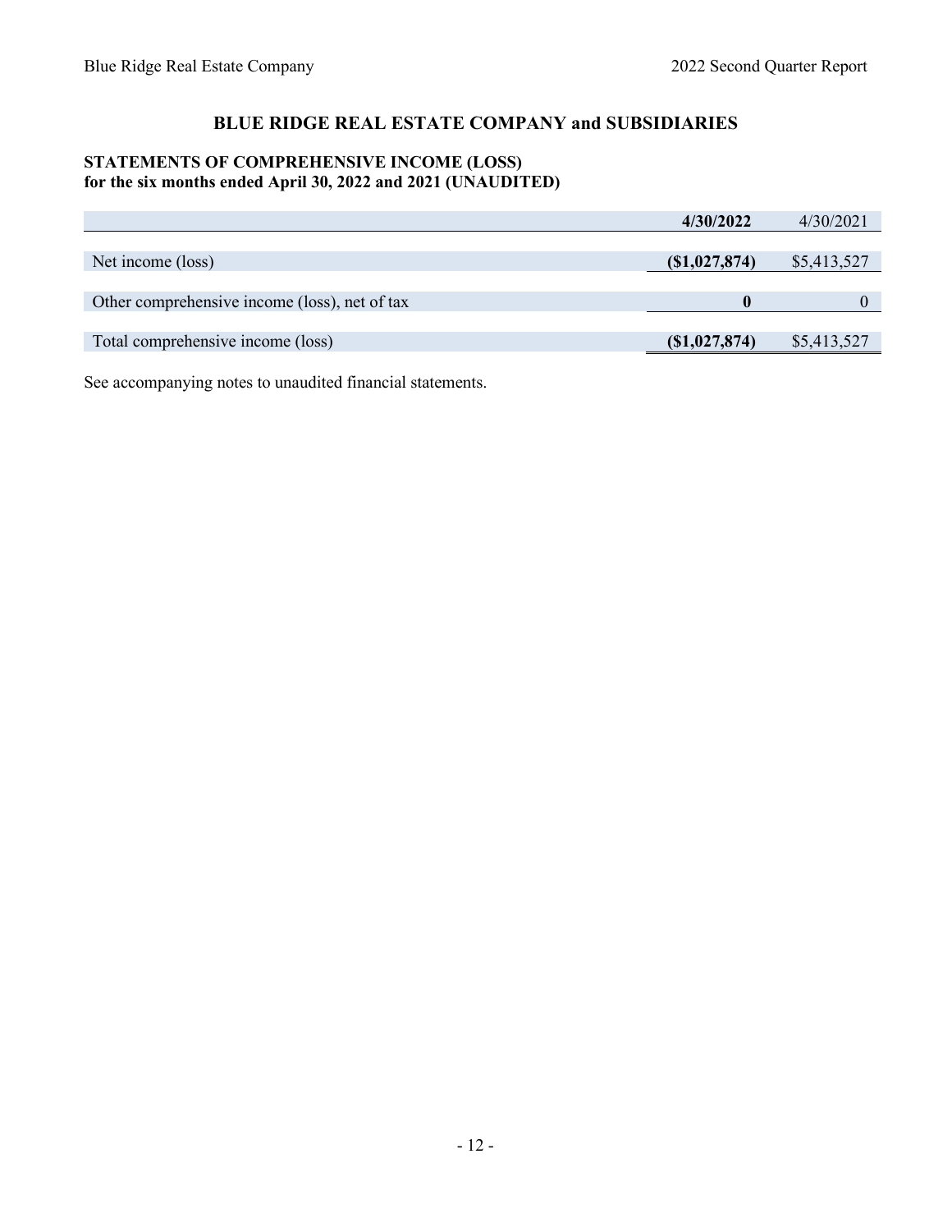## BLUE RIDGE REAL ESTATE COMPANY and SUBSIDIARIES

### STATEMENTS OF COMPREHENSIVE INCOME (LOSS)
### for the six months ended April 30, 2022 and 2021 (UNAUDITED)

| | **4/30/2022** | 4/30/2021 |
|---|---|---|
| Net income (loss) | **($1,027,874)** | $5,413,527 |
| Other comprehensive income (loss), net of tax | **0** | 0 |
| Total comprehensive income (loss) | **($1,027,874)** | $5,413,527 |

See accompanying notes to unaudited financial statements.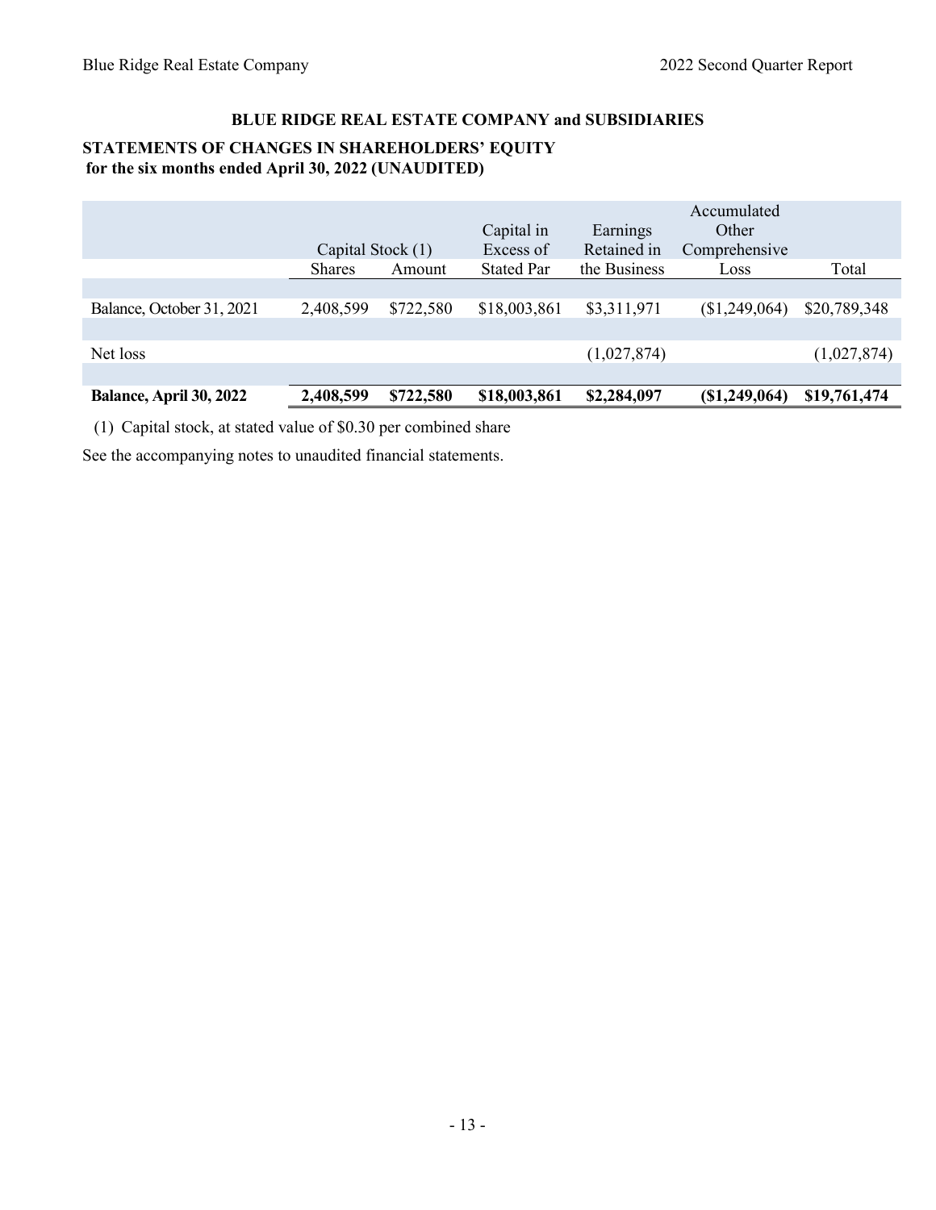## BLUE RIDGE REAL ESTATE COMPANY and SUBSIDIARIES

### STATEMENTS OF CHANGES IN SHAREHOLDERS' EQUITY
**for the six months ended April 30, 2022 (UNAUDITED)**

| | Capital Stock (1) | | Capital in Excess of | Earnings Retained in | Accumulated Other Comprehensive | |
|---|---|---|---|---|---|---|
| | Shares | Amount | Stated Par | the Business | Loss | Total |
| Balance, October 31, 2021 | 2,408,599 | $722,580 | $18,003,861 | $3,311,971 | ($1,249,064) | $20,789,348 |
| Net loss | | | | (1,027,874) | | (1,027,874) |
| **Balance, April 30, 2022** | **2,408,599** | **$722,580** | **$18,003,861** | **$2,284,097** | **($1,249,064)** | **$19,761,474** |

(1) Capital stock, at stated value of $0.30 per combined share

See the accompanying notes to unaudited financial statements.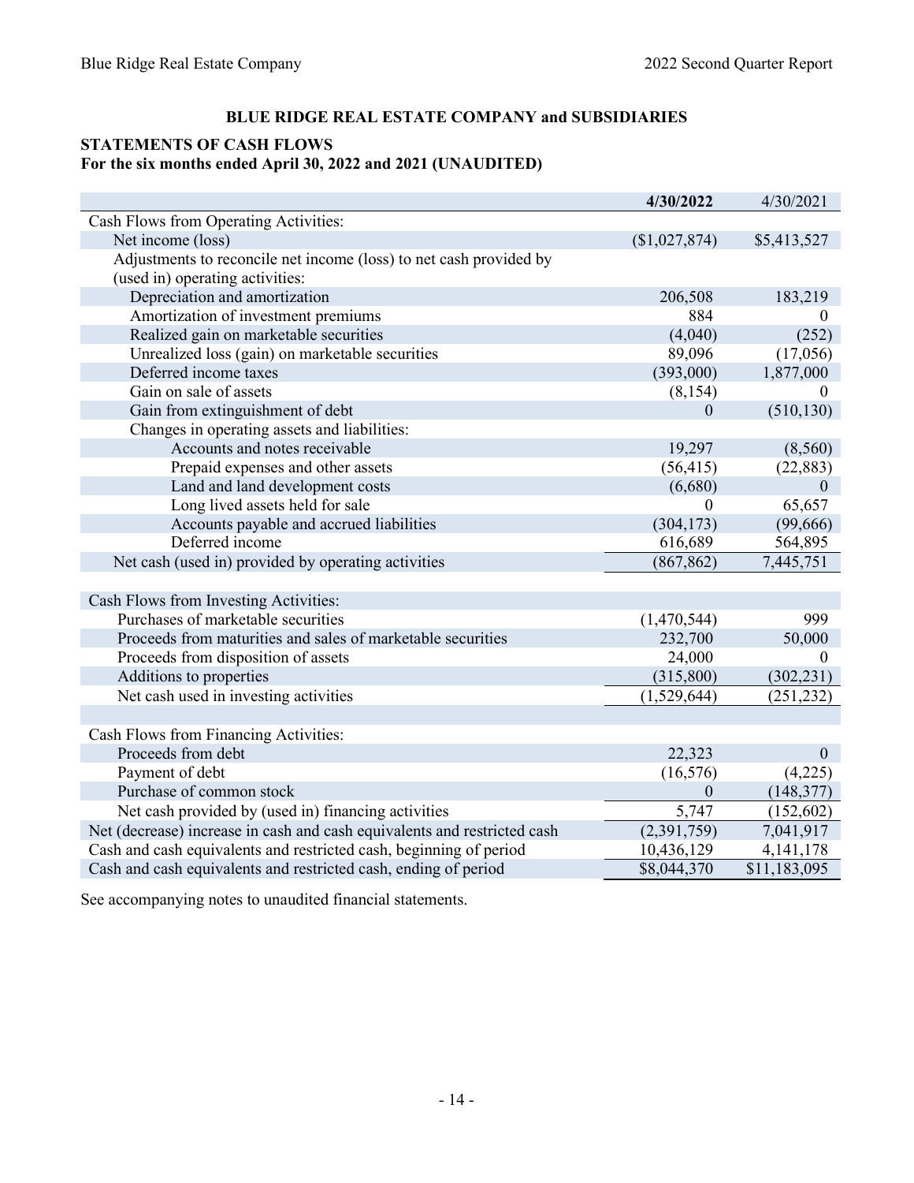## BLUE RIDGE REAL ESTATE COMPANY and SUBSIDIARIES

### STATEMENTS OF CASH FLOWS
### For the six months ended April 30, 2022 and 2021 (UNAUDITED)

| | **4/30/2022** | 4/30/2021 |
|---|---|---|
| Cash Flows from Operating Activities: | | |
| Net income (loss) | ($1,027,874) | $5,413,527 |
| Adjustments to reconcile net income (loss) to net cash provided by (used in) operating activities: | | |
| Depreciation and amortization | 206,508 | 183,219 |
| Amortization of investment premiums | 884 | 0 |
| Realized gain on marketable securities | (4,040) | (252) |
| Unrealized loss (gain) on marketable securities | 89,096 | (17,056) |
| Deferred income taxes | (393,000) | 1,877,000 |
| Gain on sale of assets | (8,154) | 0 |
| Gain from extinguishment of debt | 0 | (510,130) |
| Changes in operating assets and liabilities: | | |
| Accounts and notes receivable | 19,297 | (8,560) |
| Prepaid expenses and other assets | (56,415) | (22,883) |
| Land and land development costs | (6,680) | 0 |
| Long lived assets held for sale | 0 | 65,657 |
| Accounts payable and accrued liabilities | (304,173) | (99,666) |
| Deferred income | 616,689 | 564,895 |
| Net cash (used in) provided by operating activities | (867,862) | 7,445,751 |
| | | |
| Cash Flows from Investing Activities: | | |
| Purchases of marketable securities | (1,470,544) | 999 |
| Proceeds from maturities and sales of marketable securities | 232,700 | 50,000 |
| Proceeds from disposition of assets | 24,000 | 0 |
| Additions to properties | (315,800) | (302,231) |
| Net cash used in investing activities | (1,529,644) | (251,232) |
| | | |
| Cash Flows from Financing Activities: | | |
| Proceeds from debt | 22,323 | 0 |
| Payment of debt | (16,576) | (4,225) |
| Purchase of common stock | 0 | (148,377) |
| Net cash provided by (used in) financing activities | 5,747 | (152,602) |
| Net (decrease) increase in cash and cash equivalents and restricted cash | (2,391,759) | 7,041,917 |
| Cash and cash equivalents and restricted cash, beginning of period | 10,436,129 | 4,141,178 |
| Cash and cash equivalents and restricted cash, ending of period | $8,044,370 | $11,183,095 |

See accompanying notes to unaudited financial statements.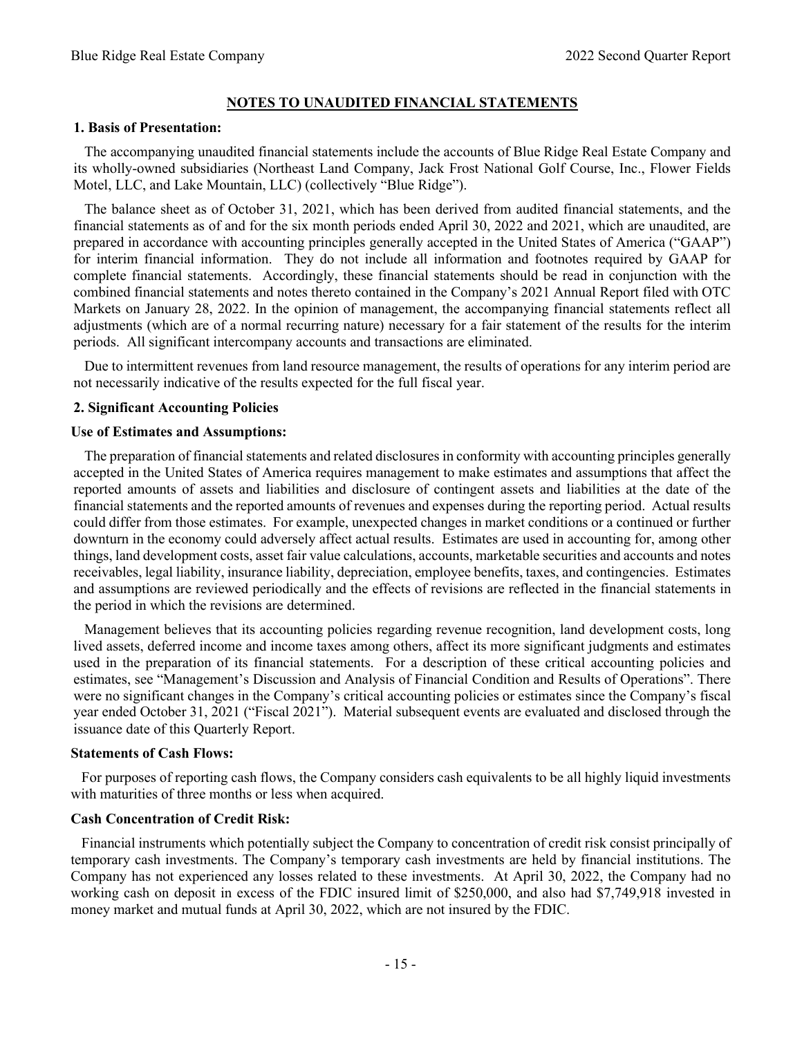# NOTES TO UNAUDITED FINANCIAL STATEMENTS

### 1. Basis of Presentation:

The accompanying unaudited financial statements include the accounts of Blue Ridge Real Estate Company and its wholly-owned subsidiaries (Northeast Land Company, Jack Frost National Golf Course, Inc., Flower Fields Motel, LLC, and Lake Mountain, LLC) (collectively "Blue Ridge").

The balance sheet as of October 31, 2021, which has been derived from audited financial statements, and the financial statements as of and for the six month periods ended April 30, 2022 and 2021, which are unaudited, are prepared in accordance with accounting principles generally accepted in the United States of America ("GAAP") for interim financial information. They do not include all information and footnotes required by GAAP for complete financial statements. Accordingly, these financial statements should be read in conjunction with the combined financial statements and notes thereto contained in the Company's 2021 Annual Report filed with OTC Markets on January 28, 2022. In the opinion of management, the accompanying financial statements reflect all adjustments (which are of a normal recurring nature) necessary for a fair statement of the results for the interim periods. All significant intercompany accounts and transactions are eliminated.

Due to intermittent revenues from land resource management, the results of operations for any interim period are not necessarily indicative of the results expected for the full fiscal year.

### 2. Significant Accounting Policies

#### Use of Estimates and Assumptions:

The preparation of financial statements and related disclosures in conformity with accounting principles generally accepted in the United States of America requires management to make estimates and assumptions that affect the reported amounts of assets and liabilities and disclosure of contingent assets and liabilities at the date of the financial statements and the reported amounts of revenues and expenses during the reporting period. Actual results could differ from those estimates. For example, unexpected changes in market conditions or a continued or further downturn in the economy could adversely affect actual results. Estimates are used in accounting for, among other things, land development costs, asset fair value calculations, accounts, marketable securities and accounts and notes receivables, legal liability, insurance liability, depreciation, employee benefits, taxes, and contingencies. Estimates and assumptions are reviewed periodically and the effects of revisions are reflected in the financial statements in the period in which the revisions are determined.

Management believes that its accounting policies regarding revenue recognition, land development costs, long lived assets, deferred income and income taxes among others, affect its more significant judgments and estimates used in the preparation of its financial statements. For a description of these critical accounting policies and estimates, see "Management's Discussion and Analysis of Financial Condition and Results of Operations". There were no significant changes in the Company's critical accounting policies or estimates since the Company's fiscal year ended October 31, 2021 ("Fiscal 2021"). Material subsequent events are evaluated and disclosed through the issuance date of this Quarterly Report.

#### Statements of Cash Flows:

For purposes of reporting cash flows, the Company considers cash equivalents to be all highly liquid investments with maturities of three months or less when acquired.

#### Cash Concentration of Credit Risk:

Financial instruments which potentially subject the Company to concentration of credit risk consist principally of temporary cash investments. The Company's temporary cash investments are held by financial institutions. The Company has not experienced any losses related to these investments. At April 30, 2022, the Company had no working cash on deposit in excess of the FDIC insured limit of $250,000, and also had $7,749,918 invested in money market and mutual funds at April 30, 2022, which are not insured by the FDIC.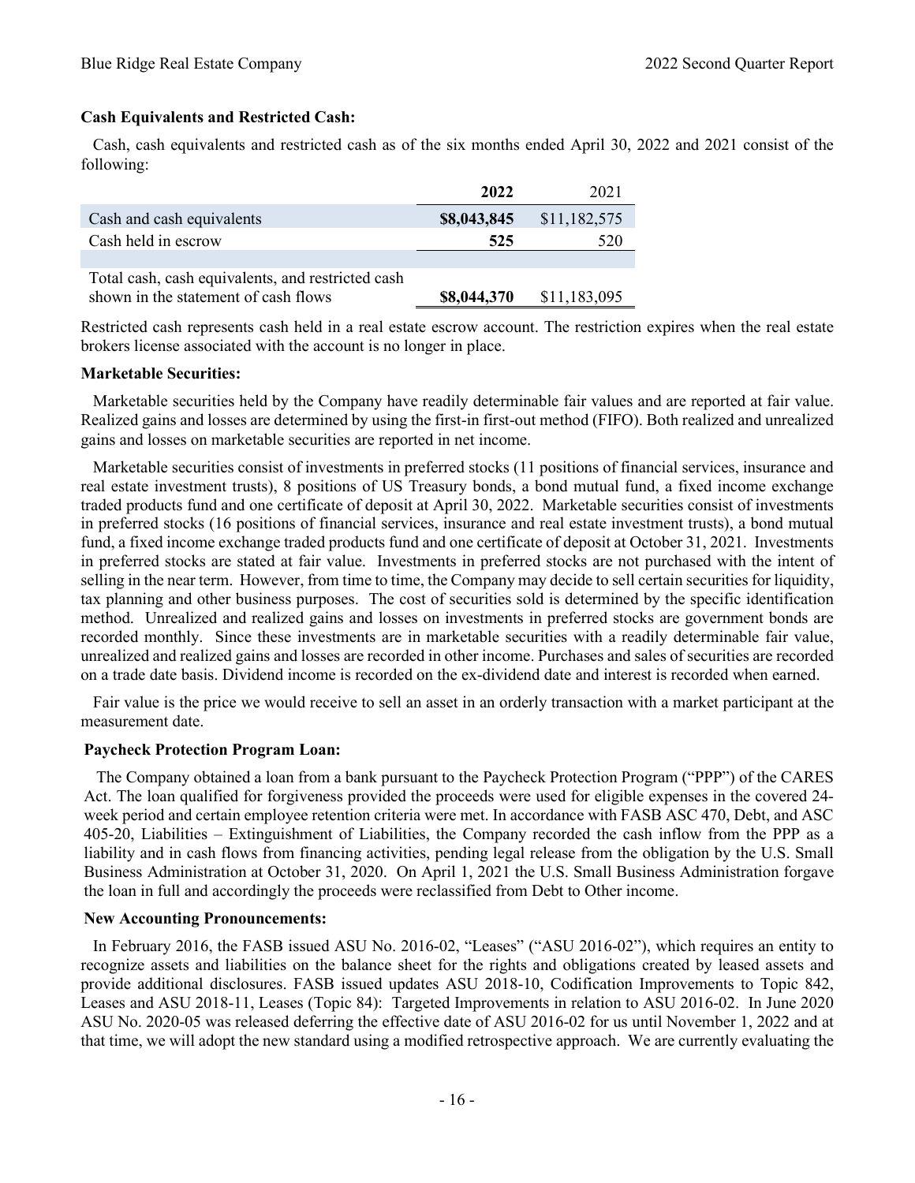**Cash Equivalents and Restricted Cash:**

Cash, cash equivalents and restricted cash as of the six months ended April 30, 2022 and 2021 consist of the following:

| | **2022** | 2021 |
|---|---|---|
| Cash and cash equivalents | **$8,043,845** | $11,182,575 |
| Cash held in escrow | **525** | 520 |
| | | |
| Total cash, cash equivalents, and restricted cash shown in the statement of cash flows | **$8,044,370** | $11,183,095 |

Restricted cash represents cash held in a real estate escrow account. The restriction expires when the real estate brokers license associated with the account is no longer in place.

**Marketable Securities:**

Marketable securities held by the Company have readily determinable fair values and are reported at fair value. Realized gains and losses are determined by using the first-in first-out method (FIFO). Both realized and unrealized gains and losses on marketable securities are reported in net income.

Marketable securities consist of investments in preferred stocks (11 positions of financial services, insurance and real estate investment trusts), 8 positions of US Treasury bonds, a bond mutual fund, a fixed income exchange traded products fund and one certificate of deposit at April 30, 2022. Marketable securities consist of investments in preferred stocks (16 positions of financial services, insurance and real estate investment trusts), a bond mutual fund, a fixed income exchange traded products fund and one certificate of deposit at October 31, 2021. Investments in preferred stocks are stated at fair value. Investments in preferred stocks are not purchased with the intent of selling in the near term. However, from time to time, the Company may decide to sell certain securities for liquidity, tax planning and other business purposes. The cost of securities sold is determined by the specific identification method. Unrealized and realized gains and losses on investments in preferred stocks are government bonds are recorded monthly. Since these investments are in marketable securities with a readily determinable fair value, unrealized and realized gains and losses are recorded in other income. Purchases and sales of securities are recorded on a trade date basis. Dividend income is recorded on the ex-dividend date and interest is recorded when earned.

Fair value is the price we would receive to sell an asset in an orderly transaction with a market participant at the measurement date.

**Paycheck Protection Program Loan:**

The Company obtained a loan from a bank pursuant to the Paycheck Protection Program ("PPP") of the CARES Act. The loan qualified for forgiveness provided the proceeds were used for eligible expenses in the covered 24-week period and certain employee retention criteria were met. In accordance with FASB ASC 470, Debt, and ASC 405-20, Liabilities – Extinguishment of Liabilities, the Company recorded the cash inflow from the PPP as a liability and in cash flows from financing activities, pending legal release from the obligation by the U.S. Small Business Administration at October 31, 2020. On April 1, 2021 the U.S. Small Business Administration forgave the loan in full and accordingly the proceeds were reclassified from Debt to Other income.

**New Accounting Pronouncements:**

In February 2016, the FASB issued ASU No. 2016-02, "Leases" ("ASU 2016-02"), which requires an entity to recognize assets and liabilities on the balance sheet for the rights and obligations created by leased assets and provide additional disclosures. FASB issued updates ASU 2018-10, Codification Improvements to Topic 842, Leases and ASU 2018-11, Leases (Topic 84): Targeted Improvements in relation to ASU 2016-02. In June 2020 ASU No. 2020-05 was released deferring the effective date of ASU 2016-02 for us until November 1, 2022 and at that time, we will adopt the new standard using a modified retrospective approach. We are currently evaluating the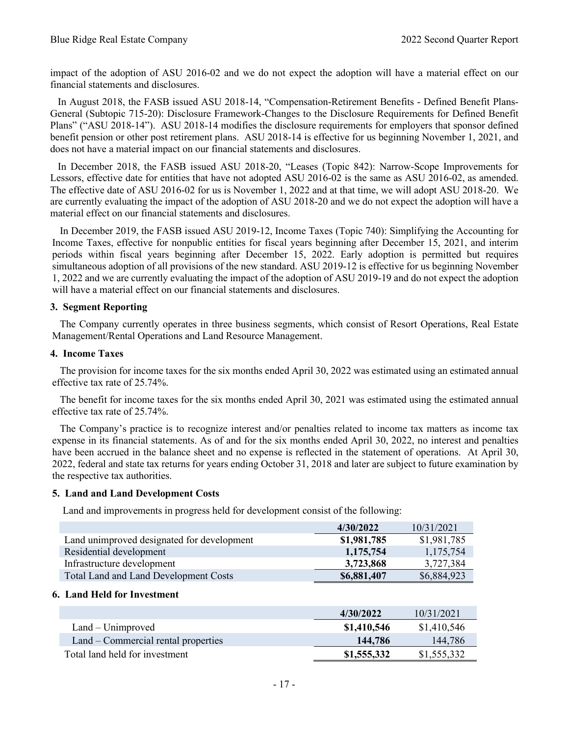impact of the adoption of ASU 2016-02 and we do not expect the adoption will have a material effect on our financial statements and disclosures.

In August 2018, the FASB issued ASU 2018-14, "Compensation-Retirement Benefits - Defined Benefit Plans-General (Subtopic 715-20): Disclosure Framework-Changes to the Disclosure Requirements for Defined Benefit Plans" ("ASU 2018-14"). ASU 2018-14 modifies the disclosure requirements for employers that sponsor defined benefit pension or other post retirement plans. ASU 2018-14 is effective for us beginning November 1, 2021, and does not have a material impact on our financial statements and disclosures.

In December 2018, the FASB issued ASU 2018-20, "Leases (Topic 842): Narrow-Scope Improvements for Lessors, effective date for entities that have not adopted ASU 2016-02 is the same as ASU 2016-02, as amended. The effective date of ASU 2016-02 for us is November 1, 2022 and at that time, we will adopt ASU 2018-20. We are currently evaluating the impact of the adoption of ASU 2018-20 and we do not expect the adoption will have a material effect on our financial statements and disclosures.

In December 2019, the FASB issued ASU 2019-12, Income Taxes (Topic 740): Simplifying the Accounting for Income Taxes, effective for nonpublic entities for fiscal years beginning after December 15, 2021, and interim periods within fiscal years beginning after December 15, 2022. Early adoption is permitted but requires simultaneous adoption of all provisions of the new standard. ASU 2019-12 is effective for us beginning November 1, 2022 and we are currently evaluating the impact of the adoption of ASU 2019-19 and do not expect the adoption will have a material effect on our financial statements and disclosures.

### 3. Segment Reporting

The Company currently operates in three business segments, which consist of Resort Operations, Real Estate Management/Rental Operations and Land Resource Management.

### 4. Income Taxes

The provision for income taxes for the six months ended April 30, 2022 was estimated using an estimated annual effective tax rate of 25.74%.

The benefit for income taxes for the six months ended April 30, 2021 was estimated using the estimated annual effective tax rate of 25.74%.

The Company's practice is to recognize interest and/or penalties related to income tax matters as income tax expense in its financial statements. As of and for the six months ended April 30, 2022, no interest and penalties have been accrued in the balance sheet and no expense is reflected in the statement of operations. At April 30, 2022, federal and state tax returns for years ending October 31, 2018 and later are subject to future examination by the respective tax authorities.

### 5. Land and Land Development Costs

Land and improvements in progress held for development consist of the following:

| | **4/30/2022** | 10/31/2021 |
|---|---|---|
| Land unimproved designated for development | **$1,981,785** | $1,981,785 |
| Residential development | **1,175,754** | 1,175,754 |
| Infrastructure development | **3,723,868** | 3,727,384 |
| Total Land and Land Development Costs | **$6,881,407** | $6,884,923 |

### 6. Land Held for Investment

| | **4/30/2022** | 10/31/2021 |
|---|---|---|
| Land – Unimproved | **$1,410,546** | $1,410,546 |
| Land – Commercial rental properties | **144,786** | 144,786 |
| Total land held for investment | **$1,555,332** | $1,555,332 |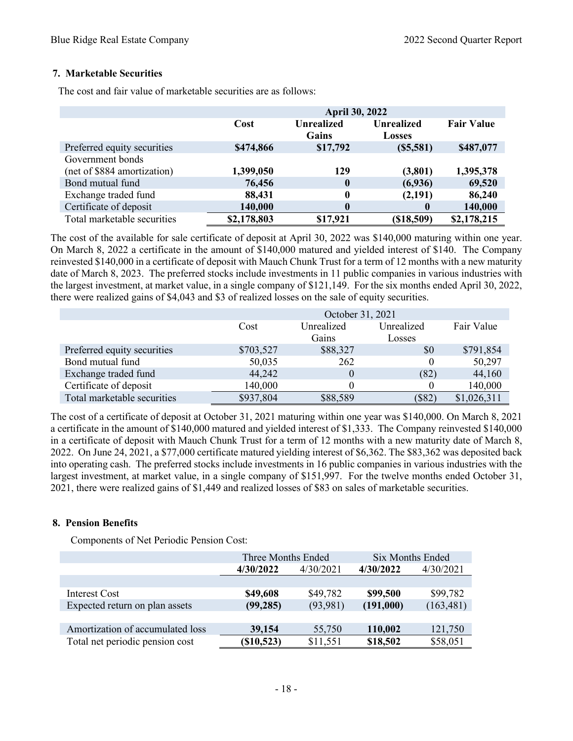### 7. Marketable Securities

The cost and fair value of marketable securities are as follows:

| | April 30, 2022 | | | |
|---|---|---|---|---|
| | **Cost** | **Unrealized Gains** | **Unrealized Losses** | **Fair Value** |
| Preferred equity securities | **$474,866** | **$17,792** | **($5,581)** | **$487,077** |
| Government bonds (net of $884 amortization) | **1,399,050** | **129** | **(3,801)** | **1,395,378** |
| Bond mutual fund | **76,456** | **0** | **(6,936)** | **69,520** |
| Exchange traded fund | **88,431** | **0** | **(2,191)** | **86,240** |
| Certificate of deposit | **140,000** | **0** | **0** | **140,000** |
| Total marketable securities | **$2,178,803** | **$17,921** | **($18,509)** | **$2,178,215** |

The cost of the available for sale certificate of deposit at April 30, 2022 was $140,000 maturing within one year. On March 8, 2022 a certificate in the amount of $140,000 matured and yielded interest of $140. The Company reinvested $140,000 in a certificate of deposit with Mauch Chunk Trust for a term of 12 months with a new maturity date of March 8, 2023. The preferred stocks include investments in 11 public companies in various industries with the largest investment, at market value, in a single company of $121,149. For the six months ended April 30, 2022, there were realized gains of $4,043 and $3 of realized losses on the sale of equity securities.

| | October 31, 2021 | | | |
|---|---|---|---|---|
| | Cost | Unrealized Gains | Unrealized Losses | Fair Value |
| Preferred equity securities | $703,527 | $88,327 | $0 | $791,854 |
| Bond mutual fund | 50,035 | 262 | 0 | 50,297 |
| Exchange traded fund | 44,242 | 0 | (82) | 44,160 |
| Certificate of deposit | 140,000 | 0 | 0 | 140,000 |
| Total marketable securities | $937,804 | $88,589 | ($82) | $1,026,311 |

The cost of a certificate of deposit at October 31, 2021 maturing within one year was $140,000. On March 8, 2021 a certificate in the amount of $140,000 matured and yielded interest of $1,333. The Company reinvested $140,000 in a certificate of deposit with Mauch Chunk Trust for a term of 12 months with a new maturity date of March 8, 2022. On June 24, 2021, a $77,000 certificate matured yielding interest of $6,362. The $83,362 was deposited back into operating cash. The preferred stocks include investments in 16 public companies in various industries with the largest investment, at market value, in a single company of $151,997. For the twelve months ended October 31, 2021, there were realized gains of $1,449 and realized losses of $83 on sales of marketable securities.

### 8. Pension Benefits

Components of Net Periodic Pension Cost:

| | Three Months Ended | | Six Months Ended | |
|---|---|---|---|---|
| | **4/30/2022** | 4/30/2021 | **4/30/2022** | 4/30/2021 |
| Interest Cost | **$49,608** | $49,782 | **$99,500** | $99,782 |
| Expected return on plan assets | **(99,285)** | (93,981) | **(191,000)** | (163,481) |
| Amortization of accumulated loss | **39,154** | 55,750 | **110,002** | 121,750 |
| Total net periodic pension cost | **($10,523)** | $11,551 | **$18,502** | $58,051 |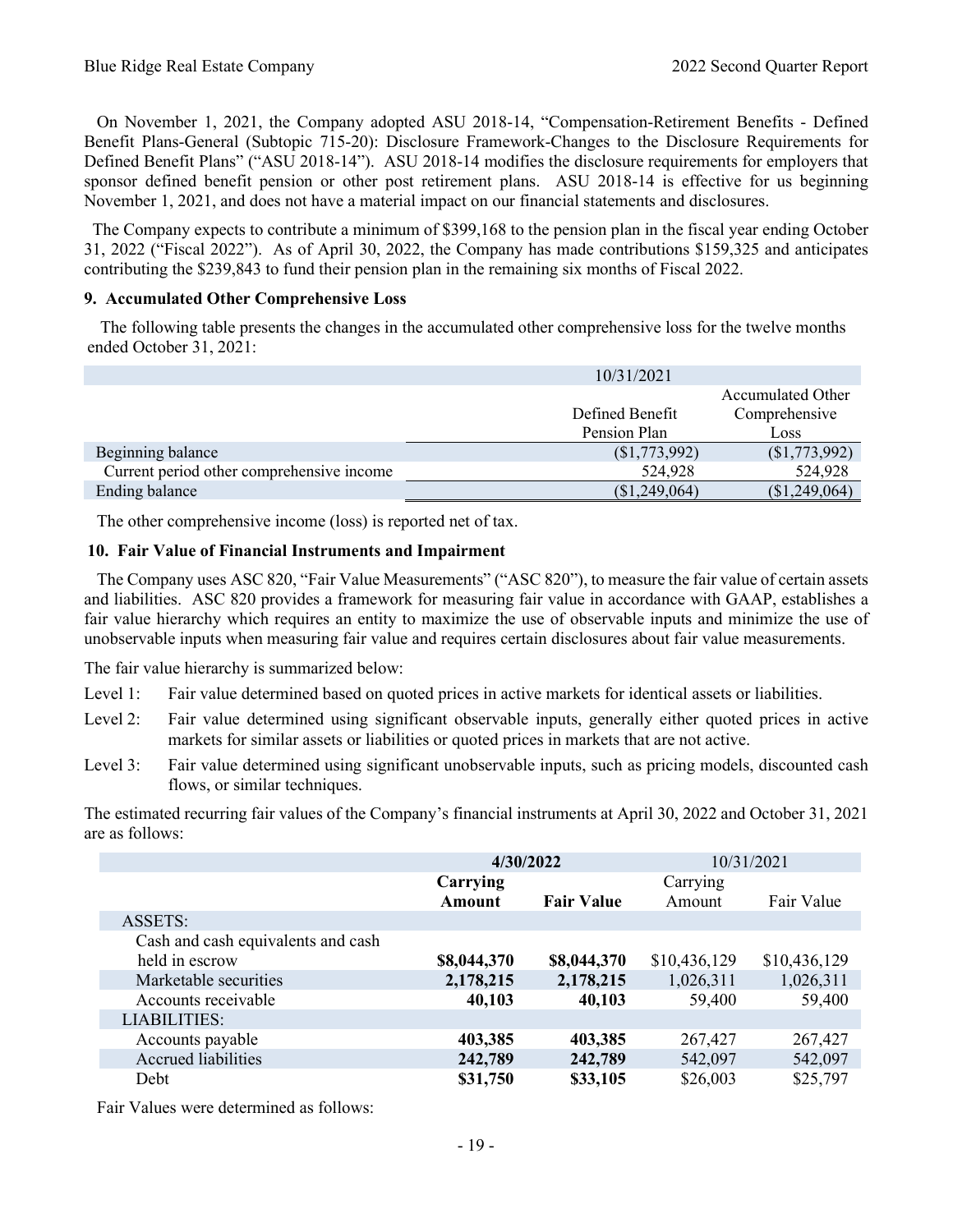On November 1, 2021, the Company adopted ASU 2018-14, "Compensation-Retirement Benefits - Defined Benefit Plans-General (Subtopic 715-20): Disclosure Framework-Changes to the Disclosure Requirements for Defined Benefit Plans" ("ASU 2018-14"). ASU 2018-14 modifies the disclosure requirements for employers that sponsor defined benefit pension or other post retirement plans. ASU 2018-14 is effective for us beginning November 1, 2021, and does not have a material impact on our financial statements and disclosures.

The Company expects to contribute a minimum of $399,168 to the pension plan in the fiscal year ending October 31, 2022 ("Fiscal 2022"). As of April 30, 2022, the Company has made contributions $159,325 and anticipates contributing the $239,843 to fund their pension plan in the remaining six months of Fiscal 2022.

### 9. Accumulated Other Comprehensive Loss

The following table presents the changes in the accumulated other comprehensive loss for the twelve months ended October 31, 2021:

| | 10/31/2021 | |
|---|---|---|
| | Defined Benefit Pension Plan | Accumulated Other Comprehensive Loss |
| Beginning balance | ($1,773,992) | ($1,773,992) |
| Current period other comprehensive income | 524,928 | 524,928 |
| Ending balance | ($1,249,064) | ($1,249,064) |

The other comprehensive income (loss) is reported net of tax.

### 10. Fair Value of Financial Instruments and Impairment

The Company uses ASC 820, "Fair Value Measurements" ("ASC 820"), to measure the fair value of certain assets and liabilities. ASC 820 provides a framework for measuring fair value in accordance with GAAP, establishes a fair value hierarchy which requires an entity to maximize the use of observable inputs and minimize the use of unobservable inputs when measuring fair value and requires certain disclosures about fair value measurements.

The fair value hierarchy is summarized below:

Level 1: Fair value determined based on quoted prices in active markets for identical assets or liabilities.

Level 2: Fair value determined using significant observable inputs, generally either quoted prices in active markets for similar assets or liabilities or quoted prices in markets that are not active.

Level 3: Fair value determined using significant unobservable inputs, such as pricing models, discounted cash flows, or similar techniques.

The estimated recurring fair values of the Company's financial instruments at April 30, 2022 and October 31, 2021 are as follows:

| | **4/30/2022** | | 10/31/2021 | |
|---|---|---|---|---|
| | **Carrying Amount** | **Fair Value** | Carrying Amount | Fair Value |
| ASSETS: | | | | |
| Cash and cash equivalents and cash held in escrow | **$8,044,370** | **$8,044,370** | $10,436,129 | $10,436,129 |
| Marketable securities | **2,178,215** | **2,178,215** | 1,026,311 | 1,026,311 |
| Accounts receivable | **40,103** | **40,103** | 59,400 | 59,400 |
| LIABILITIES: | | | | |
| Accounts payable | **403,385** | **403,385** | 267,427 | 267,427 |
| Accrued liabilities | **242,789** | **242,789** | 542,097 | 542,097 |
| Debt | **$31,750** | **$33,105** | $26,003 | $25,797 |

Fair Values were determined as follows: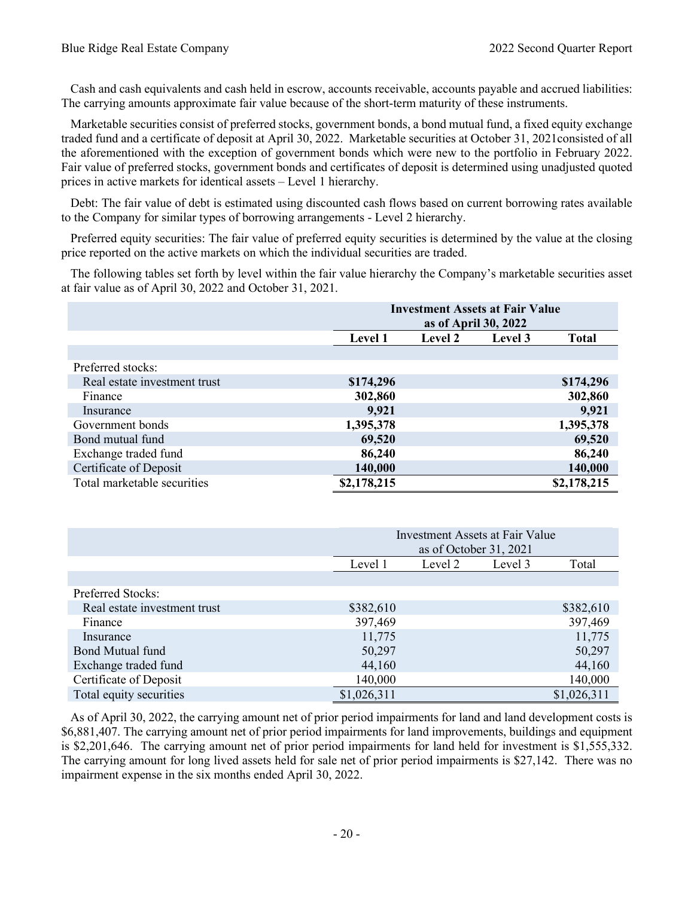Cash and cash equivalents and cash held in escrow, accounts receivable, accounts payable and accrued liabilities: The carrying amounts approximate fair value because of the short-term maturity of these instruments.

Marketable securities consist of preferred stocks, government bonds, a bond mutual fund, a fixed equity exchange traded fund and a certificate of deposit at April 30, 2022. Marketable securities at October 31, 2021consisted of all the aforementioned with the exception of government bonds which were new to the portfolio in February 2022. Fair value of preferred stocks, government bonds and certificates of deposit is determined using unadjusted quoted prices in active markets for identical assets – Level 1 hierarchy.

Debt: The fair value of debt is estimated using discounted cash flows based on current borrowing rates available to the Company for similar types of borrowing arrangements - Level 2 hierarchy.

Preferred equity securities: The fair value of preferred equity securities is determined by the value at the closing price reported on the active markets on which the individual securities are traded.

The following tables set forth by level within the fair value hierarchy the Company's marketable securities asset at fair value as of April 30, 2022 and October 31, 2021.

| | **Investment Assets at Fair Value as of April 30, 2022** | | | |
|---|---|---|---|---|
| | **Level 1** | **Level 2** | **Level 3** | **Total** |
| Preferred stocks: | | | | |
| Real estate investment trust | **$174,296** | | | **$174,296** |
| Finance | **302,860** | | | **302,860** |
| Insurance | **9,921** | | | **9,921** |
| Government bonds | **1,395,378** | | | **1,395,378** |
| Bond mutual fund | **69,520** | | | **69,520** |
| Exchange traded fund | **86,240** | | | **86,240** |
| Certificate of Deposit | **140,000** | | | **140,000** |
| Total marketable securities | **$2,178,215** | | | **$2,178,215** |

| | Investment Assets at Fair Value as of October 31, 2021 | | | |
|---|---|---|---|---|
| | Level 1 | Level 2 | Level 3 | Total |
| Preferred Stocks: | | | | |
| Real estate investment trust | $382,610 | | | $382,610 |
| Finance | 397,469 | | | 397,469 |
| Insurance | 11,775 | | | 11,775 |
| Bond Mutual fund | 50,297 | | | 50,297 |
| Exchange traded fund | 44,160 | | | 44,160 |
| Certificate of Deposit | 140,000 | | | 140,000 |
| Total equity securities | $1,026,311 | | | $1,026,311 |

As of April 30, 2022, the carrying amount net of prior period impairments for land and land development costs is $6,881,407. The carrying amount net of prior period impairments for land improvements, buildings and equipment is $2,201,646. The carrying amount net of prior period impairments for land held for investment is $1,555,332. The carrying amount for long lived assets held for sale net of prior period impairments is $27,142. There was no impairment expense in the six months ended April 30, 2022.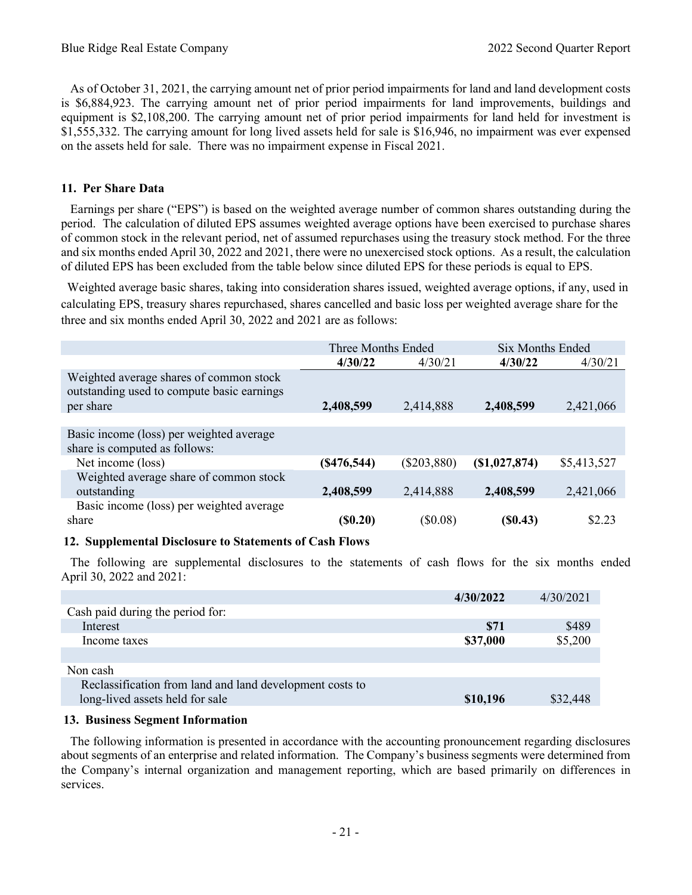As of October 31, 2021, the carrying amount net of prior period impairments for land and land development costs is $6,884,923. The carrying amount net of prior period impairments for land improvements, buildings and equipment is $2,108,200. The carrying amount net of prior period impairments for land held for investment is $1,555,332. The carrying amount for long lived assets held for sale is $16,946, no impairment was ever expensed on the assets held for sale. There was no impairment expense in Fiscal 2021.

## 11. Per Share Data

Earnings per share ("EPS") is based on the weighted average number of common shares outstanding during the period. The calculation of diluted EPS assumes weighted average options have been exercised to purchase shares of common stock in the relevant period, net of assumed repurchases using the treasury stock method. For the three and six months ended April 30, 2022 and 2021, there were no unexercised stock options. As a result, the calculation of diluted EPS has been excluded from the table below since diluted EPS for these periods is equal to EPS.

Weighted average basic shares, taking into consideration shares issued, weighted average options, if any, used in calculating EPS, treasury shares repurchased, shares cancelled and basic loss per weighted average share for the three and six months ended April 30, 2022 and 2021 are as follows:

| | Three Months Ended | | Six Months Ended | |
|---|---|---|---|---|
| | **4/30/22** | 4/30/21 | **4/30/22** | 4/30/21 |
| Weighted average shares of common stock outstanding used to compute basic earnings per share | **2,408,599** | 2,414,888 | **2,408,599** | 2,421,066 |
| | | | | |
| Basic income (loss) per weighted average share is computed as follows: | | | | |
| Net income (loss) | **($476,544)** | ($203,880) | **($1,027,874)** | $5,413,527 |
| Weighted average share of common stock outstanding | **2,408,599** | 2,414,888 | **2,408,599** | 2,421,066 |
| Basic income (loss) per weighted average share | **($0.20)** | ($0.08) | **($0.43)** | $2.23 |

## 12. Supplemental Disclosure to Statements of Cash Flows

The following are supplemental disclosures to the statements of cash flows for the six months ended April 30, 2022 and 2021:

| | **4/30/2022** | 4/30/2021 |
|---|---|---|
| Cash paid during the period for: | | |
| Interest | **$71** | $489 |
| Income taxes | **$37,000** | $5,200 |
| | | |
| Non cash | | |
| Reclassification from land and land development costs to long-lived assets held for sale | **$10,196** | $32,448 |

## 13. Business Segment Information

The following information is presented in accordance with the accounting pronouncement regarding disclosures about segments of an enterprise and related information. The Company's business segments were determined from the Company's internal organization and management reporting, which are based primarily on differences in services.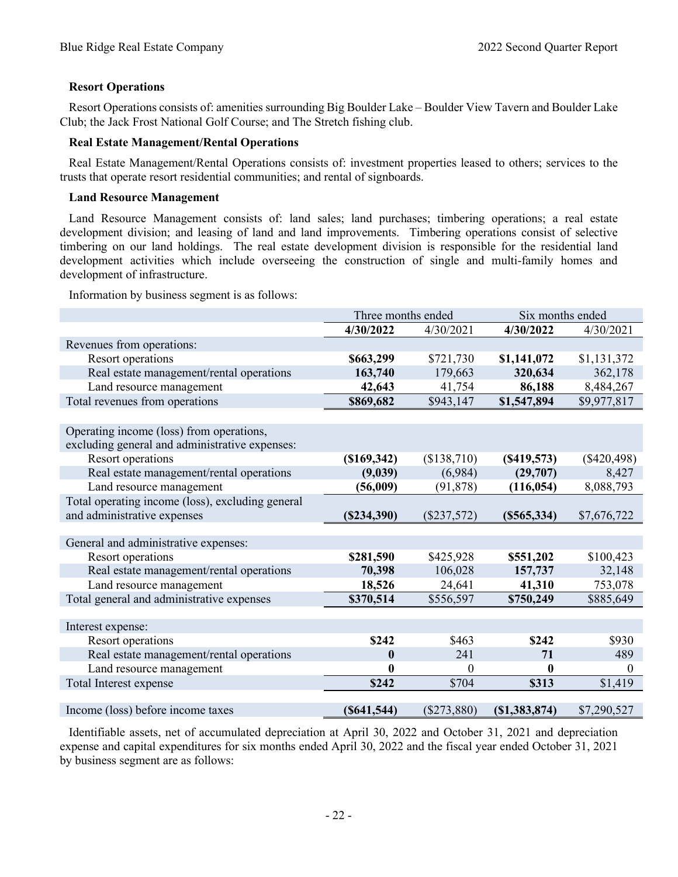**Resort Operations**

Resort Operations consists of: amenities surrounding Big Boulder Lake – Boulder View Tavern and Boulder Lake Club; the Jack Frost National Golf Course; and The Stretch fishing club.

**Real Estate Management/Rental Operations**

Real Estate Management/Rental Operations consists of: investment properties leased to others; services to the trusts that operate resort residential communities; and rental of signboards.

**Land Resource Management**

Land Resource Management consists of: land sales; land purchases; timbering operations; a real estate development division; and leasing of land and land improvements. Timbering operations consist of selective timbering on our land holdings. The real estate development division is responsible for the residential land development activities which include overseeing the construction of single and multi-family homes and development of infrastructure.

Information by business segment is as follows:

| | Three months ended | | Six months ended | |
|---|---|---|---|---|
| | **4/30/2022** | 4/30/2021 | **4/30/2022** | 4/30/2021 |
| Revenues from operations: | | | | |
| Resort operations | **$663,299** | $721,730 | **$1,141,072** | $1,131,372 |
| Real estate management/rental operations | **163,740** | 179,663 | **320,634** | 362,178 |
| Land resource management | **42,643** | 41,754 | **86,188** | 8,484,267 |
| Total revenues from operations | **$869,682** | $943,147 | **$1,547,894** | $9,977,817 |
| | | | | |
| Operating income (loss) from operations, excluding general and administrative expenses: | | | | |
| Resort operations | **($169,342)** | ($138,710) | **($419,573)** | ($420,498) |
| Real estate management/rental operations | **(9,039)** | (6,984) | **(29,707)** | 8,427 |
| Land resource management | **(56,009)** | (91,878) | **(116,054)** | 8,088,793 |
| Total operating income (loss), excluding general and administrative expenses | **($234,390)** | ($237,572) | **($565,334)** | $7,676,722 |
| | | | | |
| General and administrative expenses: | | | | |
| Resort operations | **$281,590** | $425,928 | **$551,202** | $100,423 |
| Real estate management/rental operations | **70,398** | 106,028 | **157,737** | 32,148 |
| Land resource management | **18,526** | 24,641 | **41,310** | 753,078 |
| Total general and administrative expenses | **$370,514** | $556,597 | **$750,249** | $885,649 |
| | | | | |
| Interest expense: | | | | |
| Resort operations | **$242** | $463 | **$242** | $930 |
| Real estate management/rental operations | **0** | 241 | **71** | 489 |
| Land resource management | **0** | 0 | **0** | 0 |
| Total Interest expense | **$242** | $704 | **$313** | $1,419 |
| | | | | |
| Income (loss) before income taxes | **($641,544)** | ($273,880) | **($1,383,874)** | $7,290,527 |

Identifiable assets, net of accumulated depreciation at April 30, 2022 and October 31, 2021 and depreciation expense and capital expenditures for six months ended April 30, 2022 and the fiscal year ended October 31, 2021 by business segment are as follows: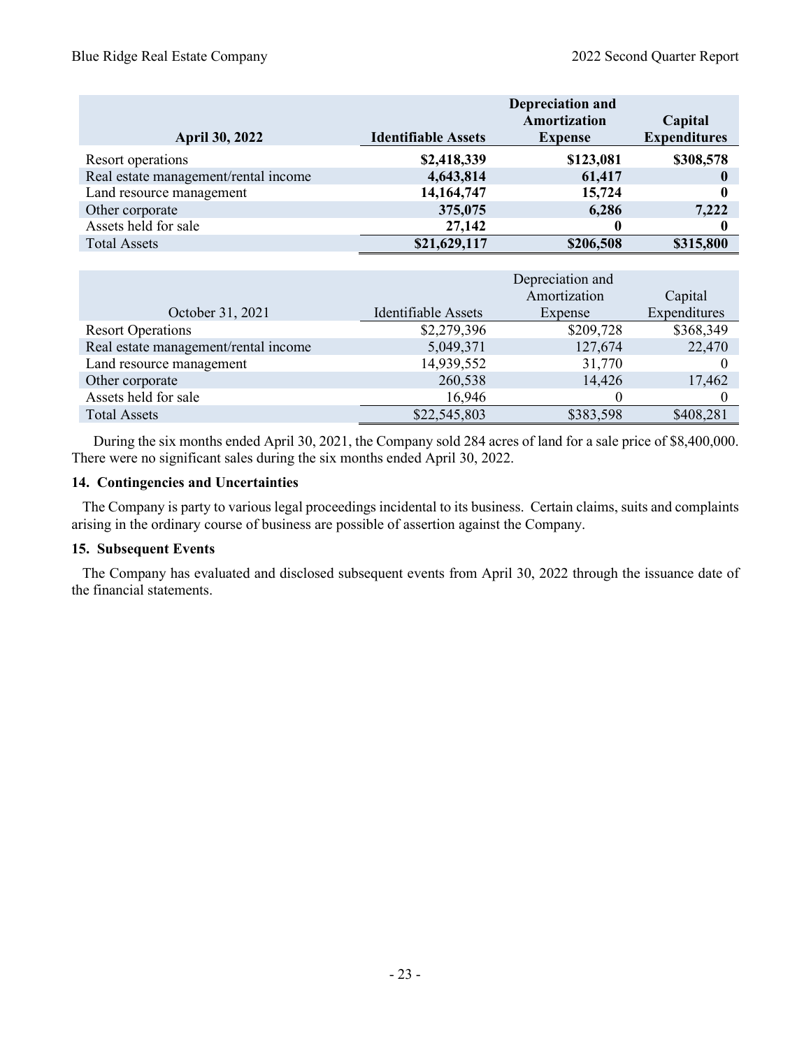| **April 30, 2022** | **Identifiable Assets** | **Depreciation and Amortization Expense** | **Capital Expenditures** |
|---|---|---|---|
| Resort operations | **$2,418,339** | **$123,081** | **$308,578** |
| Real estate management/rental income | **4,643,814** | **61,417** | **0** |
| Land resource management | **14,164,747** | **15,724** | **0** |
| Other corporate | **375,075** | **6,286** | **7,222** |
| Assets held for sale | **27,142** | **0** | **0** |
| Total Assets | **$21,629,117** | **$206,508** | **$315,800** |

| October 31, 2021 | Identifiable Assets | Depreciation and Amortization Expense | Capital Expenditures |
|---|---|---|---|
| Resort Operations | $2,279,396 | $209,728 | $368,349 |
| Real estate management/rental income | 5,049,371 | 127,674 | 22,470 |
| Land resource management | 14,939,552 | 31,770 | 0 |
| Other corporate | 260,538 | 14,426 | 17,462 |
| Assets held for sale | 16,946 | 0 | 0 |
| Total Assets | $22,545,803 | $383,598 | $408,281 |

During the six months ended April 30, 2021, the Company sold 284 acres of land for a sale price of $8,400,000. There were no significant sales during the six months ended April 30, 2022.

### 14. Contingencies and Uncertainties

The Company is party to various legal proceedings incidental to its business. Certain claims, suits and complaints arising in the ordinary course of business are possible of assertion against the Company.

### 15. Subsequent Events

The Company has evaluated and disclosed subsequent events from April 30, 2022 through the issuance date of the financial statements.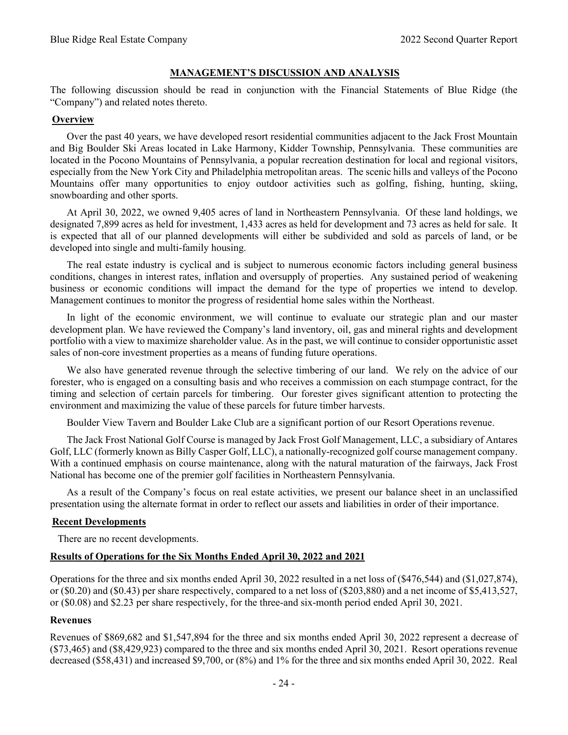## MANAGEMENT'S DISCUSSION AND ANALYSIS

The following discussion should be read in conjunction with the Financial Statements of Blue Ridge (the "Company") and related notes thereto.

### Overview

Over the past 40 years, we have developed resort residential communities adjacent to the Jack Frost Mountain and Big Boulder Ski Areas located in Lake Harmony, Kidder Township, Pennsylvania. These communities are located in the Pocono Mountains of Pennsylvania, a popular recreation destination for local and regional visitors, especially from the New York City and Philadelphia metropolitan areas. The scenic hills and valleys of the Pocono Mountains offer many opportunities to enjoy outdoor activities such as golfing, fishing, hunting, skiing, snowboarding and other sports.

At April 30, 2022, we owned 9,405 acres of land in Northeastern Pennsylvania. Of these land holdings, we designated 7,899 acres as held for investment, 1,433 acres as held for development and 73 acres as held for sale. It is expected that all of our planned developments will either be subdivided and sold as parcels of land, or be developed into single and multi-family housing.

The real estate industry is cyclical and is subject to numerous economic factors including general business conditions, changes in interest rates, inflation and oversupply of properties. Any sustained period of weakening business or economic conditions will impact the demand for the type of properties we intend to develop. Management continues to monitor the progress of residential home sales within the Northeast.

In light of the economic environment, we will continue to evaluate our strategic plan and our master development plan. We have reviewed the Company's land inventory, oil, gas and mineral rights and development portfolio with a view to maximize shareholder value. As in the past, we will continue to consider opportunistic asset sales of non-core investment properties as a means of funding future operations.

We also have generated revenue through the selective timbering of our land. We rely on the advice of our forester, who is engaged on a consulting basis and who receives a commission on each stumpage contract, for the timing and selection of certain parcels for timbering. Our forester gives significant attention to protecting the environment and maximizing the value of these parcels for future timber harvests.

Boulder View Tavern and Boulder Lake Club are a significant portion of our Resort Operations revenue.

The Jack Frost National Golf Course is managed by Jack Frost Golf Management, LLC, a subsidiary of Antares Golf, LLC (formerly known as Billy Casper Golf, LLC), a nationally-recognized golf course management company. With a continued emphasis on course maintenance, along with the natural maturation of the fairways, Jack Frost National has become one of the premier golf facilities in Northeastern Pennsylvania.

As a result of the Company's focus on real estate activities, we present our balance sheet in an unclassified presentation using the alternate format in order to reflect our assets and liabilities in order of their importance.

### Recent Developments

There are no recent developments.

### Results of Operations for the Six Months Ended April 30, 2022 and 2021

Operations for the three and six months ended April 30, 2022 resulted in a net loss of ($476,544) and ($1,027,874), or ($0.20) and ($0.43) per share respectively, compared to a net loss of ($203,880) and a net income of $5,413,527, or ($0.08) and $2.23 per share respectively, for the three-and six-month period ended April 30, 2021.

#### Revenues

Revenues of $869,682 and $1,547,894 for the three and six months ended April 30, 2022 represent a decrease of ($73,465) and ($8,429,923) compared to the three and six months ended April 30, 2021. Resort operations revenue decreased ($58,431) and increased $9,700, or (8%) and 1% for the three and six months ended April 30, 2022. Real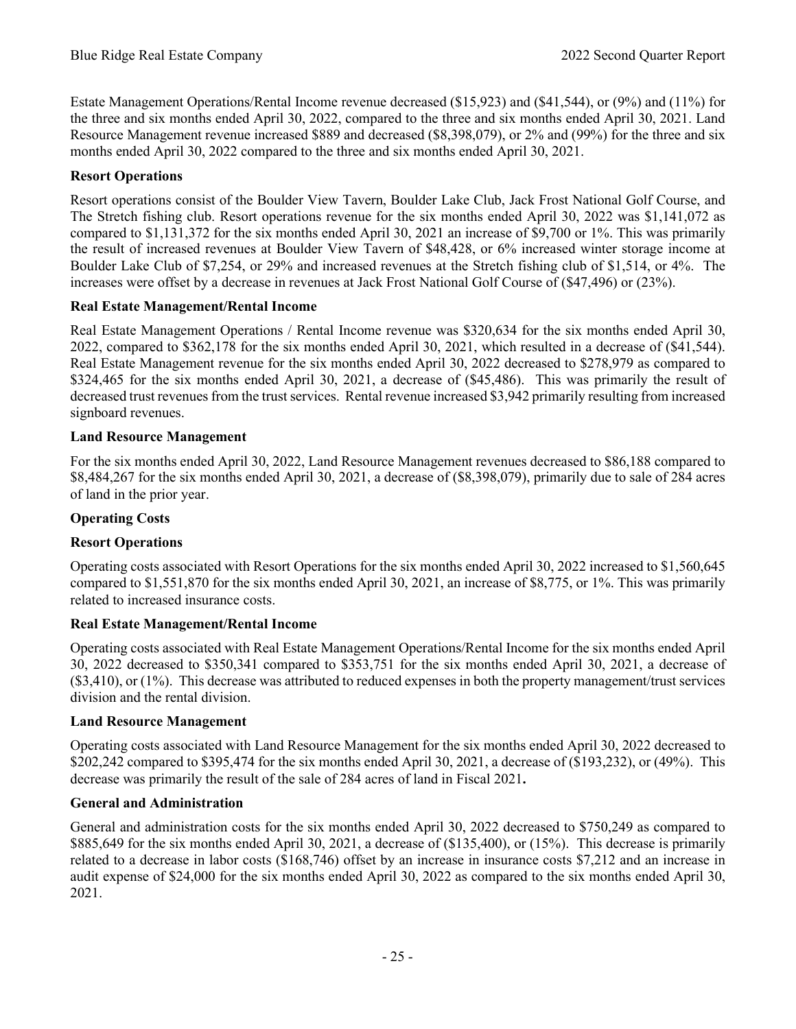Estate Management Operations/Rental Income revenue decreased ($15,923) and ($41,544), or (9%) and (11%) for the three and six months ended April 30, 2022, compared to the three and six months ended April 30, 2021. Land Resource Management revenue increased $889 and decreased ($8,398,079), or 2% and (99%) for the three and six months ended April 30, 2022 compared to the three and six months ended April 30, 2021.

**Resort Operations**

Resort operations consist of the Boulder View Tavern, Boulder Lake Club, Jack Frost National Golf Course, and The Stretch fishing club. Resort operations revenue for the six months ended April 30, 2022 was $1,141,072 as compared to $1,131,372 for the six months ended April 30, 2021 an increase of $9,700 or 1%. This was primarily the result of increased revenues at Boulder View Tavern of $48,428, or 6% increased winter storage income at Boulder Lake Club of $7,254, or 29% and increased revenues at the Stretch fishing club of $1,514, or 4%. The increases were offset by a decrease in revenues at Jack Frost National Golf Course of ($47,496) or (23%).

**Real Estate Management/Rental Income**

Real Estate Management Operations / Rental Income revenue was $320,634 for the six months ended April 30, 2022, compared to $362,178 for the six months ended April 30, 2021, which resulted in a decrease of ($41,544). Real Estate Management revenue for the six months ended April 30, 2022 decreased to $278,979 as compared to $324,465 for the six months ended April 30, 2021, a decrease of ($45,486). This was primarily the result of decreased trust revenues from the trust services. Rental revenue increased $3,942 primarily resulting from increased signboard revenues.

**Land Resource Management**

For the six months ended April 30, 2022, Land Resource Management revenues decreased to $86,188 compared to $8,484,267 for the six months ended April 30, 2021, a decrease of ($8,398,079), primarily due to sale of 284 acres of land in the prior year.

**Operating Costs**

**Resort Operations**

Operating costs associated with Resort Operations for the six months ended April 30, 2022 increased to $1,560,645 compared to $1,551,870 for the six months ended April 30, 2021, an increase of $8,775, or 1%. This was primarily related to increased insurance costs.

**Real Estate Management/Rental Income**

Operating costs associated with Real Estate Management Operations/Rental Income for the six months ended April 30, 2022 decreased to $350,341 compared to $353,751 for the six months ended April 30, 2021, a decrease of ($3,410), or (1%). This decrease was attributed to reduced expenses in both the property management/trust services division and the rental division.

**Land Resource Management**

Operating costs associated with Land Resource Management for the six months ended April 30, 2022 decreased to $202,242 compared to $395,474 for the six months ended April 30, 2021, a decrease of ($193,232), or (49%). This decrease was primarily the result of the sale of 284 acres of land in Fiscal 2021**.**

**General and Administration**

General and administration costs for the six months ended April 30, 2022 decreased to $750,249 as compared to $885,649 for the six months ended April 30, 2021, a decrease of ($135,400), or (15%). This decrease is primarily related to a decrease in labor costs ($168,746) offset by an increase in insurance costs $7,212 and an increase in audit expense of $24,000 for the six months ended April 30, 2022 as compared to the six months ended April 30, 2021.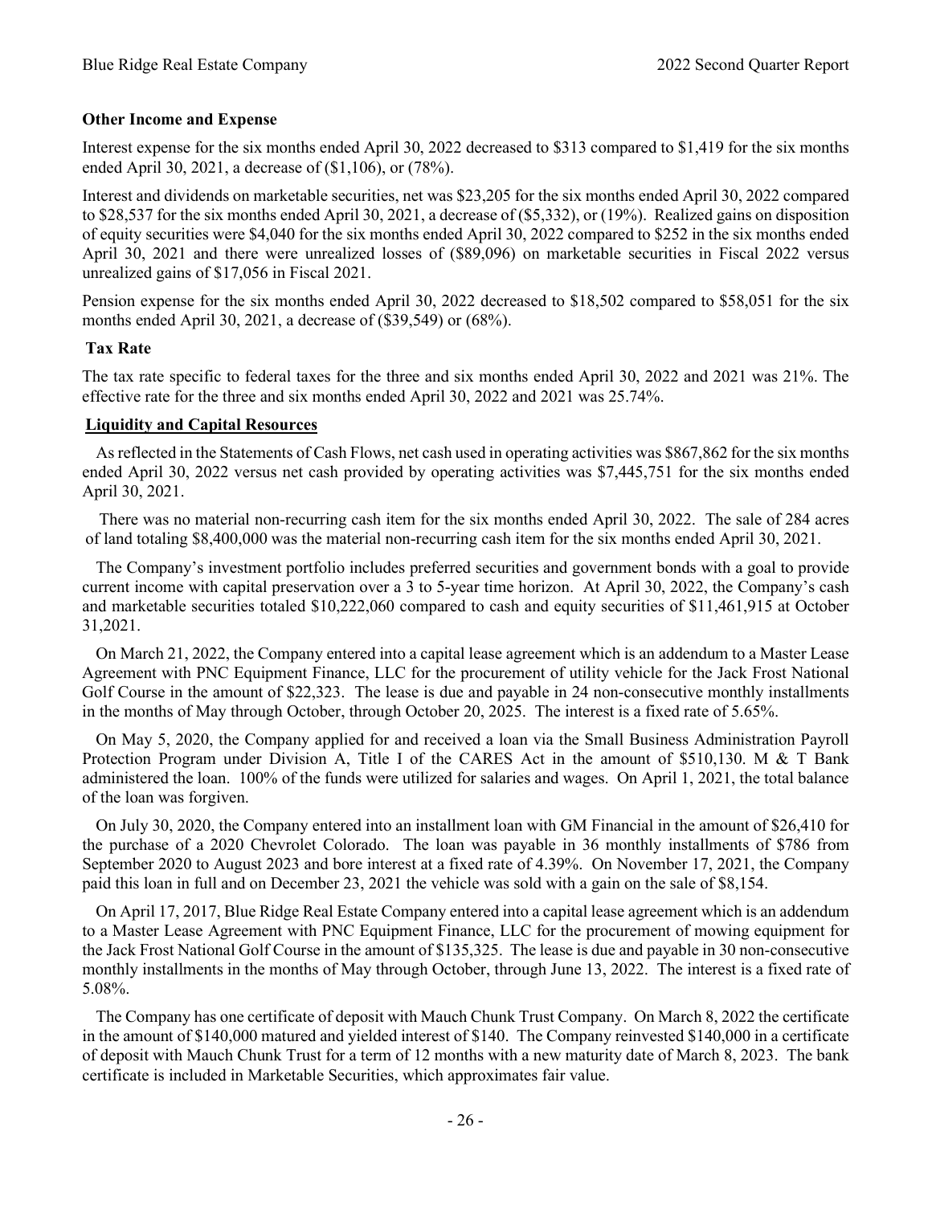**Other Income and Expense**

Interest expense for the six months ended April 30, 2022 decreased to $313 compared to $1,419 for the six months ended April 30, 2021, a decrease of ($1,106), or (78%).

Interest and dividends on marketable securities, net was $23,205 for the six months ended April 30, 2022 compared to $28,537 for the six months ended April 30, 2021, a decrease of ($5,332), or (19%). Realized gains on disposition of equity securities were $4,040 for the six months ended April 30, 2022 compared to $252 in the six months ended April 30, 2021 and there were unrealized losses of ($89,096) on marketable securities in Fiscal 2022 versus unrealized gains of $17,056 in Fiscal 2021.

Pension expense for the six months ended April 30, 2022 decreased to $18,502 compared to $58,051 for the six months ended April 30, 2021, a decrease of ($39,549) or (68%).

**Tax Rate**

The tax rate specific to federal taxes for the three and six months ended April 30, 2022 and 2021 was 21%. The effective rate for the three and six months ended April 30, 2022 and 2021 was 25.74%.

**Liquidity and Capital Resources**

As reflected in the Statements of Cash Flows, net cash used in operating activities was $867,862 for the six months ended April 30, 2022 versus net cash provided by operating activities was $7,445,751 for the six months ended April 30, 2021.

There was no material non-recurring cash item for the six months ended April 30, 2022. The sale of 284 acres of land totaling $8,400,000 was the material non-recurring cash item for the six months ended April 30, 2021.

The Company's investment portfolio includes preferred securities and government bonds with a goal to provide current income with capital preservation over a 3 to 5-year time horizon. At April 30, 2022, the Company's cash and marketable securities totaled $10,222,060 compared to cash and equity securities of $11,461,915 at October 31,2021.

On March 21, 2022, the Company entered into a capital lease agreement which is an addendum to a Master Lease Agreement with PNC Equipment Finance, LLC for the procurement of utility vehicle for the Jack Frost National Golf Course in the amount of $22,323. The lease is due and payable in 24 non-consecutive monthly installments in the months of May through October, through October 20, 2025. The interest is a fixed rate of 5.65%.

On May 5, 2020, the Company applied for and received a loan via the Small Business Administration Payroll Protection Program under Division A, Title I of the CARES Act in the amount of $510,130. M & T Bank administered the loan. 100% of the funds were utilized for salaries and wages. On April 1, 2021, the total balance of the loan was forgiven.

On July 30, 2020, the Company entered into an installment loan with GM Financial in the amount of $26,410 for the purchase of a 2020 Chevrolet Colorado. The loan was payable in 36 monthly installments of $786 from September 2020 to August 2023 and bore interest at a fixed rate of 4.39%. On November 17, 2021, the Company paid this loan in full and on December 23, 2021 the vehicle was sold with a gain on the sale of $8,154.

On April 17, 2017, Blue Ridge Real Estate Company entered into a capital lease agreement which is an addendum to a Master Lease Agreement with PNC Equipment Finance, LLC for the procurement of mowing equipment for the Jack Frost National Golf Course in the amount of $135,325. The lease is due and payable in 30 non-consecutive monthly installments in the months of May through October, through June 13, 2022. The interest is a fixed rate of 5.08%.

The Company has one certificate of deposit with Mauch Chunk Trust Company. On March 8, 2022 the certificate in the amount of $140,000 matured and yielded interest of $140. The Company reinvested $140,000 in a certificate of deposit with Mauch Chunk Trust for a term of 12 months with a new maturity date of March 8, 2023. The bank certificate is included in Marketable Securities, which approximates fair value.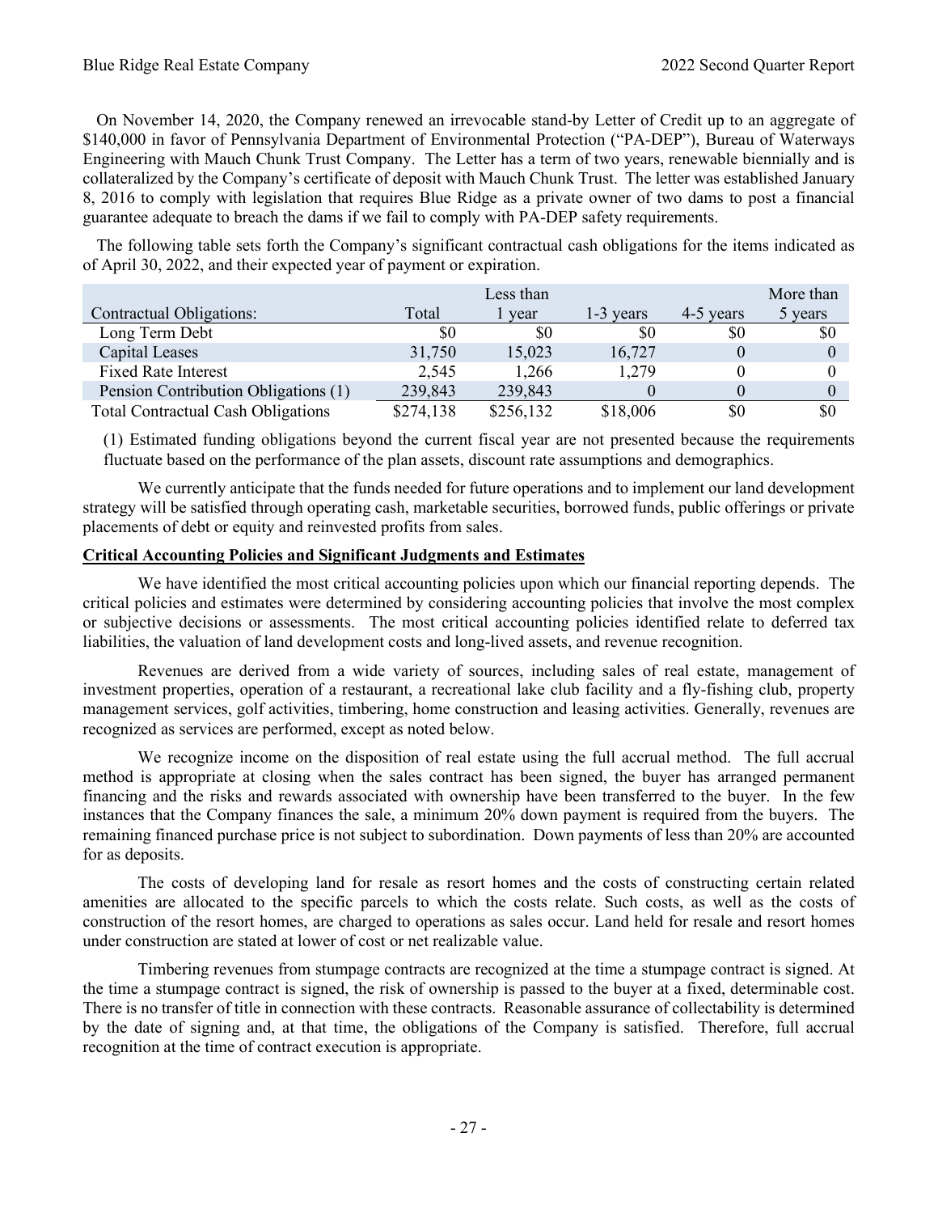On November 14, 2020, the Company renewed an irrevocable stand-by Letter of Credit up to an aggregate of $140,000 in favor of Pennsylvania Department of Environmental Protection ("PA-DEP"), Bureau of Waterways Engineering with Mauch Chunk Trust Company. The Letter has a term of two years, renewable biennially and is collateralized by the Company's certificate of deposit with Mauch Chunk Trust. The letter was established January 8, 2016 to comply with legislation that requires Blue Ridge as a private owner of two dams to post a financial guarantee adequate to breach the dams if we fail to comply with PA-DEP safety requirements.

The following table sets forth the Company's significant contractual cash obligations for the items indicated as of April 30, 2022, and their expected year of payment or expiration.

| Contractual Obligations: | Total | Less than 1 year | 1-3 years | 4-5 years | More than 5 years |
|---|---|---|---|---|---|
| Long Term Debt | $0 | $0 | $0 | $0 | $0 |
| Capital Leases | 31,750 | 15,023 | 16,727 | 0 | 0 |
| Fixed Rate Interest | 2,545 | 1,266 | 1,279 | 0 | 0 |
| Pension Contribution Obligations (1) | 239,843 | 239,843 | 0 | 0 | 0 |
| Total Contractual Cash Obligations | $274,138 | $256,132 | $18,006 | $0 | $0 |

(1) Estimated funding obligations beyond the current fiscal year are not presented because the requirements fluctuate based on the performance of the plan assets, discount rate assumptions and demographics.

We currently anticipate that the funds needed for future operations and to implement our land development strategy will be satisfied through operating cash, marketable securities, borrowed funds, public offerings or private placements of debt or equity and reinvested profits from sales.

**Critical Accounting Policies and Significant Judgments and Estimates**

We have identified the most critical accounting policies upon which our financial reporting depends. The critical policies and estimates were determined by considering accounting policies that involve the most complex or subjective decisions or assessments. The most critical accounting policies identified relate to deferred tax liabilities, the valuation of land development costs and long-lived assets, and revenue recognition.

Revenues are derived from a wide variety of sources, including sales of real estate, management of investment properties, operation of a restaurant, a recreational lake club facility and a fly-fishing club, property management services, golf activities, timbering, home construction and leasing activities. Generally, revenues are recognized as services are performed, except as noted below.

We recognize income on the disposition of real estate using the full accrual method. The full accrual method is appropriate at closing when the sales contract has been signed, the buyer has arranged permanent financing and the risks and rewards associated with ownership have been transferred to the buyer. In the few instances that the Company finances the sale, a minimum 20% down payment is required from the buyers. The remaining financed purchase price is not subject to subordination. Down payments of less than 20% are accounted for as deposits.

The costs of developing land for resale as resort homes and the costs of constructing certain related amenities are allocated to the specific parcels to which the costs relate. Such costs, as well as the costs of construction of the resort homes, are charged to operations as sales occur. Land held for resale and resort homes under construction are stated at lower of cost or net realizable value.

Timbering revenues from stumpage contracts are recognized at the time a stumpage contract is signed. At the time a stumpage contract is signed, the risk of ownership is passed to the buyer at a fixed, determinable cost. There is no transfer of title in connection with these contracts. Reasonable assurance of collectability is determined by the date of signing and, at that time, the obligations of the Company is satisfied. Therefore, full accrual recognition at the time of contract execution is appropriate.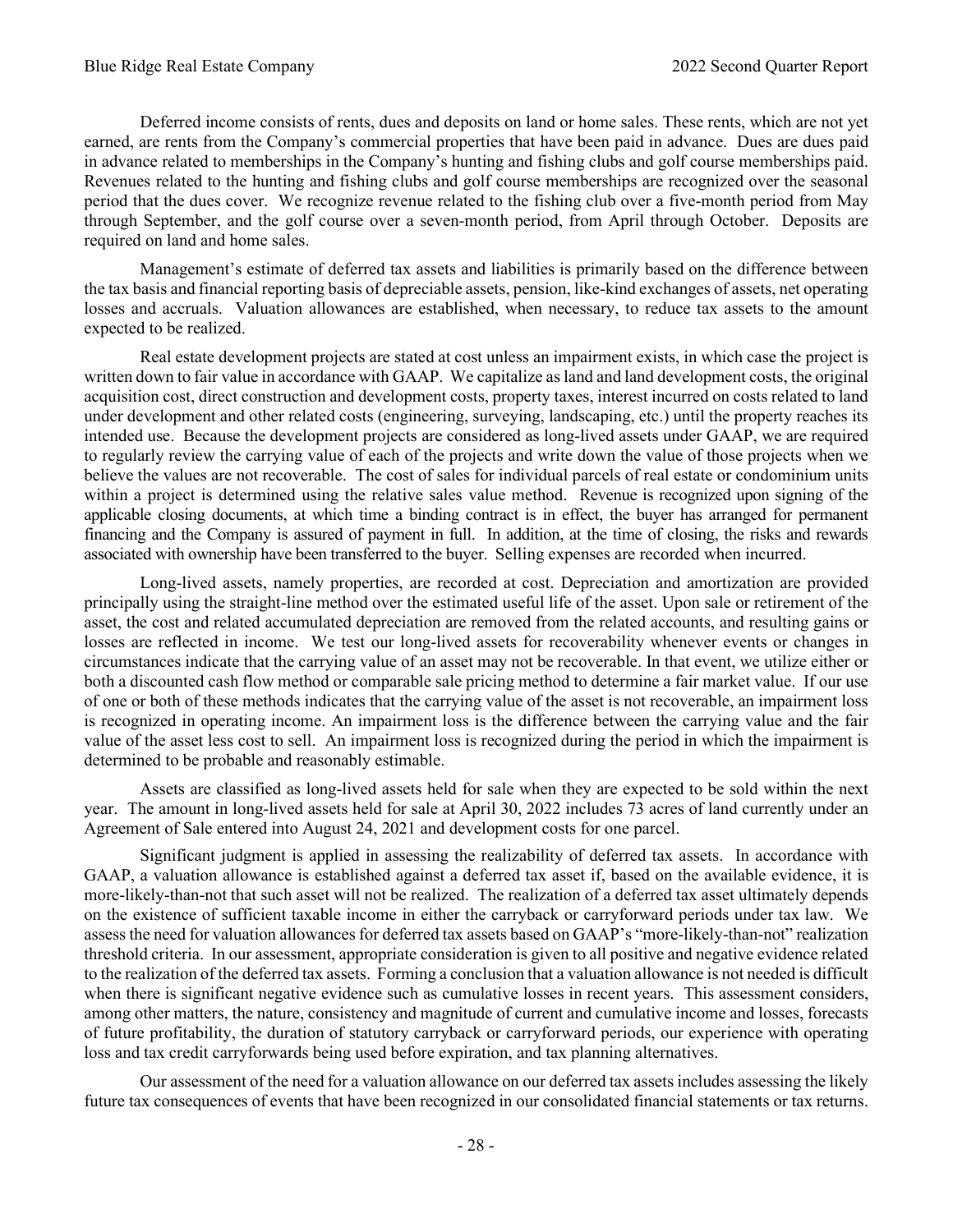Deferred income consists of rents, dues and deposits on land or home sales. These rents, which are not yet earned, are rents from the Company's commercial properties that have been paid in advance. Dues are dues paid in advance related to memberships in the Company's hunting and fishing clubs and golf course memberships paid. Revenues related to the hunting and fishing clubs and golf course memberships are recognized over the seasonal period that the dues cover. We recognize revenue related to the fishing club over a five-month period from May through September, and the golf course over a seven-month period, from April through October. Deposits are required on land and home sales.

Management's estimate of deferred tax assets and liabilities is primarily based on the difference between the tax basis and financial reporting basis of depreciable assets, pension, like-kind exchanges of assets, net operating losses and accruals. Valuation allowances are established, when necessary, to reduce tax assets to the amount expected to be realized.

Real estate development projects are stated at cost unless an impairment exists, in which case the project is written down to fair value in accordance with GAAP. We capitalize as land and land development costs, the original acquisition cost, direct construction and development costs, property taxes, interest incurred on costs related to land under development and other related costs (engineering, surveying, landscaping, etc.) until the property reaches its intended use. Because the development projects are considered as long-lived assets under GAAP, we are required to regularly review the carrying value of each of the projects and write down the value of those projects when we believe the values are not recoverable. The cost of sales for individual parcels of real estate or condominium units within a project is determined using the relative sales value method. Revenue is recognized upon signing of the applicable closing documents, at which time a binding contract is in effect, the buyer has arranged for permanent financing and the Company is assured of payment in full. In addition, at the time of closing, the risks and rewards associated with ownership have been transferred to the buyer. Selling expenses are recorded when incurred.

Long-lived assets, namely properties, are recorded at cost. Depreciation and amortization are provided principally using the straight-line method over the estimated useful life of the asset. Upon sale or retirement of the asset, the cost and related accumulated depreciation are removed from the related accounts, and resulting gains or losses are reflected in income. We test our long-lived assets for recoverability whenever events or changes in circumstances indicate that the carrying value of an asset may not be recoverable. In that event, we utilize either or both a discounted cash flow method or comparable sale pricing method to determine a fair market value. If our use of one or both of these methods indicates that the carrying value of the asset is not recoverable, an impairment loss is recognized in operating income. An impairment loss is the difference between the carrying value and the fair value of the asset less cost to sell. An impairment loss is recognized during the period in which the impairment is determined to be probable and reasonably estimable.

Assets are classified as long-lived assets held for sale when they are expected to be sold within the next year. The amount in long-lived assets held for sale at April 30, 2022 includes 73 acres of land currently under an Agreement of Sale entered into August 24, 2021 and development costs for one parcel.

Significant judgment is applied in assessing the realizability of deferred tax assets. In accordance with GAAP, a valuation allowance is established against a deferred tax asset if, based on the available evidence, it is more-likely-than-not that such asset will not be realized. The realization of a deferred tax asset ultimately depends on the existence of sufficient taxable income in either the carryback or carryforward periods under tax law. We assess the need for valuation allowances for deferred tax assets based on GAAP's "more-likely-than-not" realization threshold criteria. In our assessment, appropriate consideration is given to all positive and negative evidence related to the realization of the deferred tax assets. Forming a conclusion that a valuation allowance is not needed is difficult when there is significant negative evidence such as cumulative losses in recent years. This assessment considers, among other matters, the nature, consistency and magnitude of current and cumulative income and losses, forecasts of future profitability, the duration of statutory carryback or carryforward periods, our experience with operating loss and tax credit carryforwards being used before expiration, and tax planning alternatives.

Our assessment of the need for a valuation allowance on our deferred tax assets includes assessing the likely future tax consequences of events that have been recognized in our consolidated financial statements or tax returns.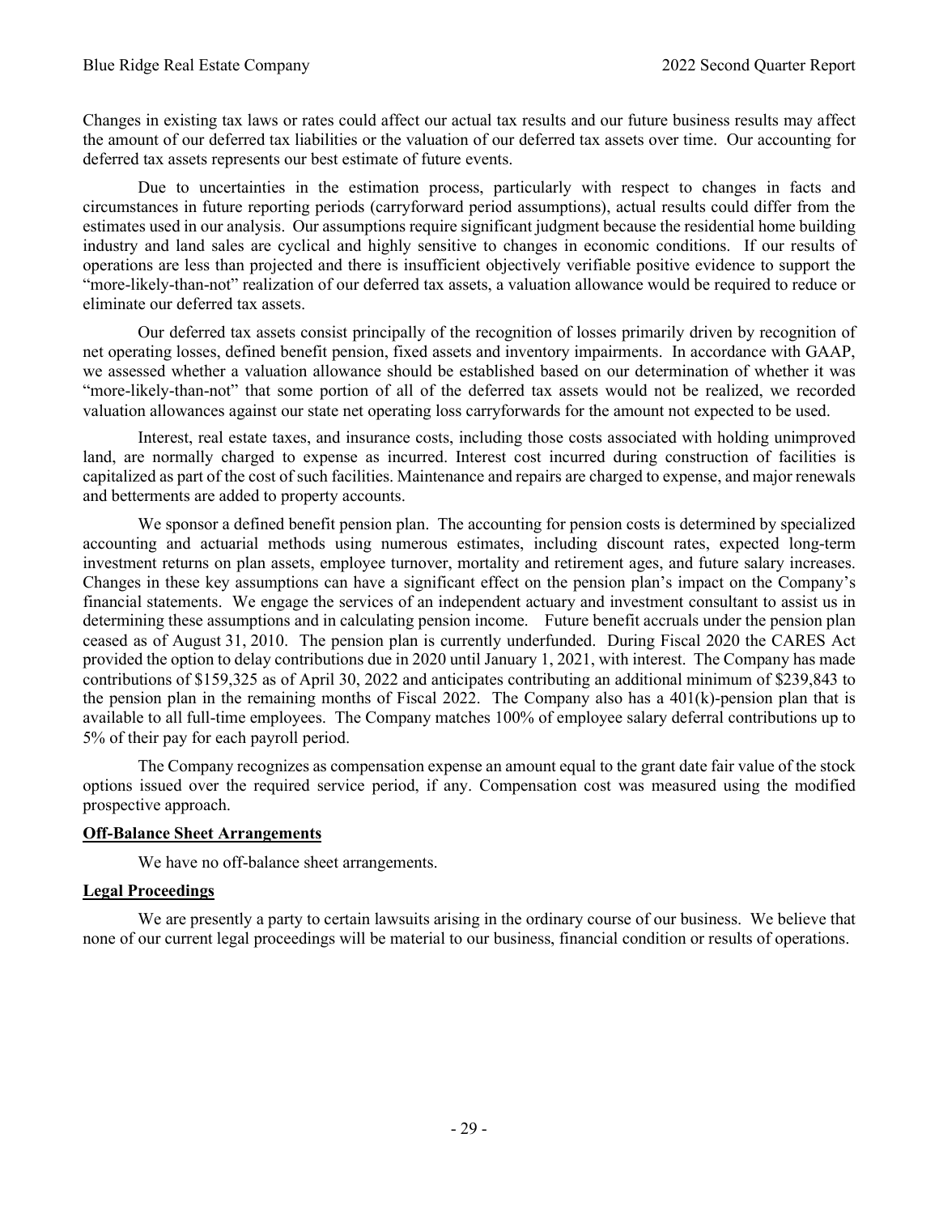Changes in existing tax laws or rates could affect our actual tax results and our future business results may affect the amount of our deferred tax liabilities or the valuation of our deferred tax assets over time. Our accounting for deferred tax assets represents our best estimate of future events.

Due to uncertainties in the estimation process, particularly with respect to changes in facts and circumstances in future reporting periods (carryforward period assumptions), actual results could differ from the estimates used in our analysis. Our assumptions require significant judgment because the residential home building industry and land sales are cyclical and highly sensitive to changes in economic conditions. If our results of operations are less than projected and there is insufficient objectively verifiable positive evidence to support the "more-likely-than-not" realization of our deferred tax assets, a valuation allowance would be required to reduce or eliminate our deferred tax assets.

Our deferred tax assets consist principally of the recognition of losses primarily driven by recognition of net operating losses, defined benefit pension, fixed assets and inventory impairments. In accordance with GAAP, we assessed whether a valuation allowance should be established based on our determination of whether it was "more-likely-than-not" that some portion of all of the deferred tax assets would not be realized, we recorded valuation allowances against our state net operating loss carryforwards for the amount not expected to be used.

Interest, real estate taxes, and insurance costs, including those costs associated with holding unimproved land, are normally charged to expense as incurred. Interest cost incurred during construction of facilities is capitalized as part of the cost of such facilities. Maintenance and repairs are charged to expense, and major renewals and betterments are added to property accounts.

We sponsor a defined benefit pension plan. The accounting for pension costs is determined by specialized accounting and actuarial methods using numerous estimates, including discount rates, expected long-term investment returns on plan assets, employee turnover, mortality and retirement ages, and future salary increases. Changes in these key assumptions can have a significant effect on the pension plan's impact on the Company's financial statements. We engage the services of an independent actuary and investment consultant to assist us in determining these assumptions and in calculating pension income. Future benefit accruals under the pension plan ceased as of August 31, 2010. The pension plan is currently underfunded. During Fiscal 2020 the CARES Act provided the option to delay contributions due in 2020 until January 1, 2021, with interest. The Company has made contributions of $159,325 as of April 30, 2022 and anticipates contributing an additional minimum of $239,843 to the pension plan in the remaining months of Fiscal 2022. The Company also has a 401(k)-pension plan that is available to all full-time employees. The Company matches 100% of employee salary deferral contributions up to 5% of their pay for each payroll period.

The Company recognizes as compensation expense an amount equal to the grant date fair value of the stock options issued over the required service period, if any. Compensation cost was measured using the modified prospective approach.

## Off-Balance Sheet Arrangements

We have no off-balance sheet arrangements.

## Legal Proceedings

We are presently a party to certain lawsuits arising in the ordinary course of our business. We believe that none of our current legal proceedings will be material to our business, financial condition or results of operations.